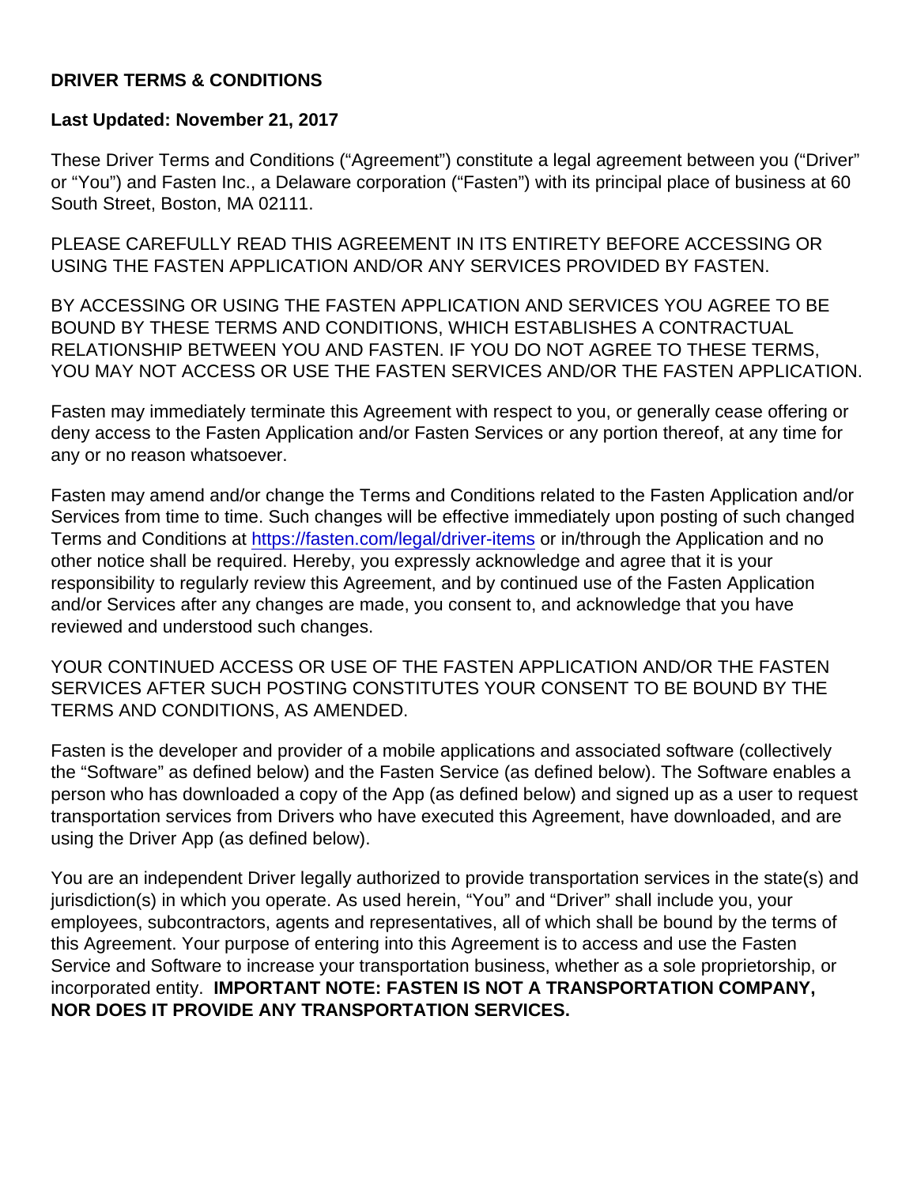**DRIVER TERMS & CONDITIONS**

**Last Updated: November 21, 2017**

These Driver Terms and Conditions ("Agreement") constitute a legal agreement between you ("Driver" or "You") and Fasten Inc., a Delaware corporation ("Fasten") with its principal place of business at 60 South Street, Boston, MA 02111.

PLEASE CAREFULLY READ THIS AGREEMENT IN ITS ENTIRETY BEFORE ACCESSING OR USING THE FASTEN APPLICATION AND/OR ANY SERVICES PROVIDED BY FASTEN.

BY ACCESSING OR USING THE FASTEN APPLICATION AND SERVICES YOU AGREE TO BE BOUND BY THESE TERMS AND CONDITIONS, WHICH ESTABLISHES A CONTRACTUAL RELATIONSHIP BETWEEN YOU AND FASTEN. IF YOU DO NOT AGREE TO THESE TERMS, YOU MAY NOT ACCESS OR USE THE FASTEN SERVICES AND/OR THE FASTEN APPLICATION.

Fasten may immediately terminate this Agreement with respect to you, or generally cease offering or deny access to the Fasten Application and/or Fasten Services or any portion thereof, at any time for any or no reason whatsoever.

Fasten may amend and/or change the Terms and Conditions related to the Fasten Application and/or Services from time to time. Such changes will be effective immediately upon posting of such changed Terms and Conditions at [https://fasten.com/legal/driver-items](https://fasten.com/legal/driver-items) or in/through the Application and no other notice shall be required. Hereby, you expressly acknowledge and agree that it is your responsibility to regularly review this Agreement, and by continued use of the Fasten Application and/or Services after any changes are made, you consent to, and acknowledge that you have reviewed and understood such changes.

YOUR CONTINUED ACCESS OR USE OF THE FASTEN APPLICATION AND/OR THE FASTEN SERVICES AFTER SUCH POSTING CONSTITUTES YOUR CONSENT TO BE BOUND BY THE TERMS AND CONDITIONS, AS AMENDED.

Fasten is the developer and provider of a mobile applications and associated software (collectively the "Software" as defined below) and the Fasten Service (as defined below). The Software enables a person who has downloaded a copy of the App (as defined below) and signed up as a user to request transportation services from Drivers who have executed this Agreement, have downloaded, and are using the Driver App (as defined below).

You are an independent Driver legally authorized to provide transportation services in the state(s) and jurisdiction(s) in which you operate. As used herein, "You" and "Driver" shall include you, your employees, subcontractors, agents and representatives, all of which shall be bound by the terms of this Agreement. Your purpose of entering into this Agreement is to access and use the Fasten Service and Software to increase your transportation business, whether as a sole proprietorship, or incorporated entity. **IMPORTANT NOTE: FASTEN IS NOT A TRANSPORTATION COMPANY, NOR DOES IT PROVIDE ANY TRANSPORTATION SERVICES.**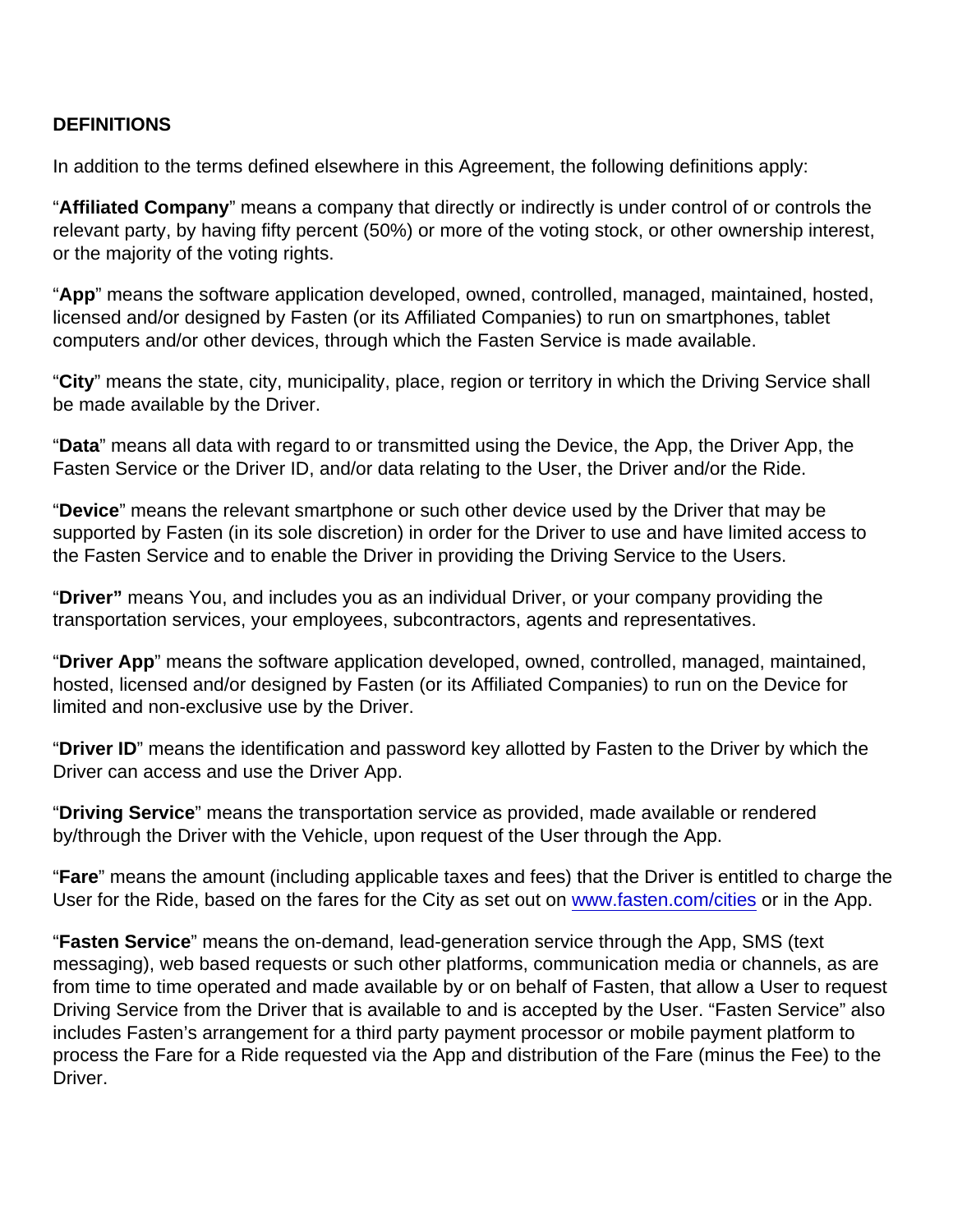**DEFINITIONS**

In addition to the terms defined elsewhere in this Agreement, the following definitions apply:

"**Affiliated Company**" means a company that directly or indirectly is under control of or controls the relevant party, by having fifty percent (50%) or more of the voting stock, or other ownership interest, or the majority of the voting rights.

"**App**" means the software application developed, owned, controlled, managed, maintained, hosted, licensed and/or designed by Fasten (or its Affiliated Companies) to run on smartphones, tablet computers and/or other devices, through which the Fasten Service is made available.

"**City**" means the state, city, municipality, place, region or territory in which the Driving Service shall be made available by the Driver.

"**Data**" means all data with regard to or transmitted using the Device, the App, the Driver App, the Fasten Service or the Driver ID, and/or data relating to the User, the Driver and/or the Ride.

"**Device**" means the relevant smartphone or such other device used by the Driver that may be supported by Fasten (in its sole discretion) in order for the Driver to use and have limited access to the Fasten Service and to enable the Driver in providing the Driving Service to the Users.

"**Driver"** means You, and includes you as an individual Driver, or your company providing the transportation services, your employees, subcontractors, agents and representatives.

"**Driver App**" means the software application developed, owned, controlled, managed, maintained, hosted, licensed and/or designed by Fasten (or its Affiliated Companies) to run on the Device for limited and non-exclusive use by the Driver.

"**Driver ID**" means the identification and password key allotted by Fasten to the Driver by which the Driver can access and use the Driver App.

"**Driving Service**" means the transportation service as provided, made available or rendered by/through the Driver with the Vehicle, upon request of the User through the App.

"**Fare**" means the amount (including applicable taxes and fees) that the Driver is entitled to charge the User for the Ride, based on the fares for the City as set out on www.fasten.com/cities or in the App.

"**Fasten Service**" means the on-demand, lead-generation service through the App, SMS (text messaging), web based requests or such other platforms, communication media or channels, as are from time to time operated and made available by or on behalf of Fasten, that allow a User to request Driving Service from the Driver that is available to and is accepted by the User. "Fasten Service" also includes Fasten's arrangement for a third party payment processor or mobile payment platform to process the Fare for a Ride requested via the App and distribution of the Fare (minus the Fee) to the Driver.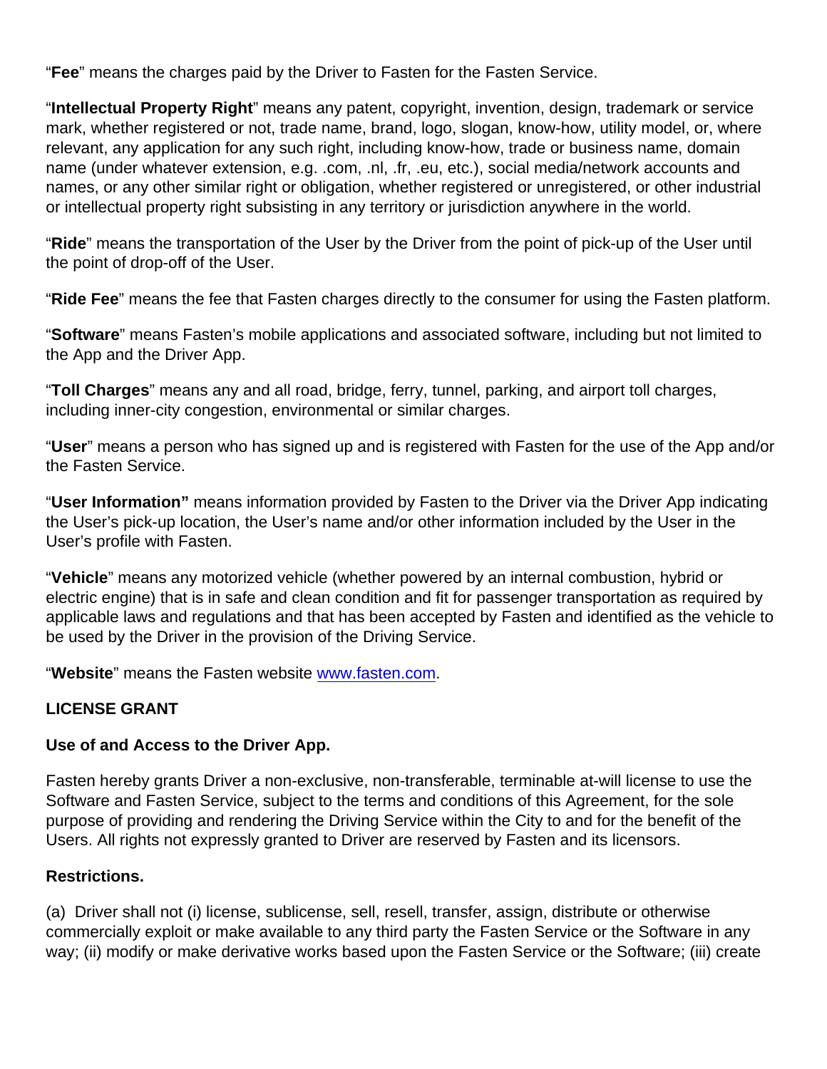"**Fee**" means the charges paid by the Driver to Fasten for the Fasten Service.

"**Intellectual Property Right**" means any patent, copyright, invention, design, trademark or service mark, whether registered or not, trade name, brand, logo, slogan, know-how, utility model, or, where relevant, any application for any such right, including know-how, trade or business name, domain name (under whatever extension, e.g. .com, .nl, .fr, .eu, etc.), social media/network accounts and names, or any other similar right or obligation, whether registered or unregistered, or other industrial or intellectual property right subsisting in any territory or jurisdiction anywhere in the world.

"**Ride**" means the transportation of the User by the Driver from the point of pick-up of the User until the point of drop-off of the User.

"**Ride Fee**" means the fee that Fasten charges directly to the consumer for using the Fasten platform.

"**Software**" means Fasten's mobile applications and associated software, including but not limited to the App and the Driver App.

"**Toll Charges**" means any and all road, bridge, ferry, tunnel, parking, and airport toll charges, including inner-city congestion, environmental or similar charges.

"**User**" means a person who has signed up and is registered with Fasten for the use of the App and/or the Fasten Service.

"**User Information"** means information provided by Fasten to the Driver via the Driver App indicating the User's pick-up location, the User's name and/or other information included by the User in the User's profile with Fasten.

"**Vehicle**" means any motorized vehicle (whether powered by an internal combustion, hybrid or electric engine) that is in safe and clean condition and fit for passenger transportation as required by applicable laws and regulations and that has been accepted by Fasten and identified as the vehicle to be used by the Driver in the provision of the Driving Service.

"**Website**" means the Fasten website [www.fasten.com](http://www.fasten.com).

**LICENSE GRANT**

**Use of and Access to the Driver App.**

Fasten hereby grants Driver a non-exclusive, non-transferable, terminable at-will license to use the Software and Fasten Service, subject to the terms and conditions of this Agreement, for the sole purpose of providing and rendering the Driving Service within the City to and for the benefit of the Users. All rights not expressly granted to Driver are reserved by Fasten and its licensors.

**Restrictions.**

(a) Driver shall not (i) license, sublicense, sell, resell, transfer, assign, distribute or otherwise commercially exploit or make available to any third party the Fasten Service or the Software in any way; (ii) modify or make derivative works based upon the Fasten Service or the Software; (iii) create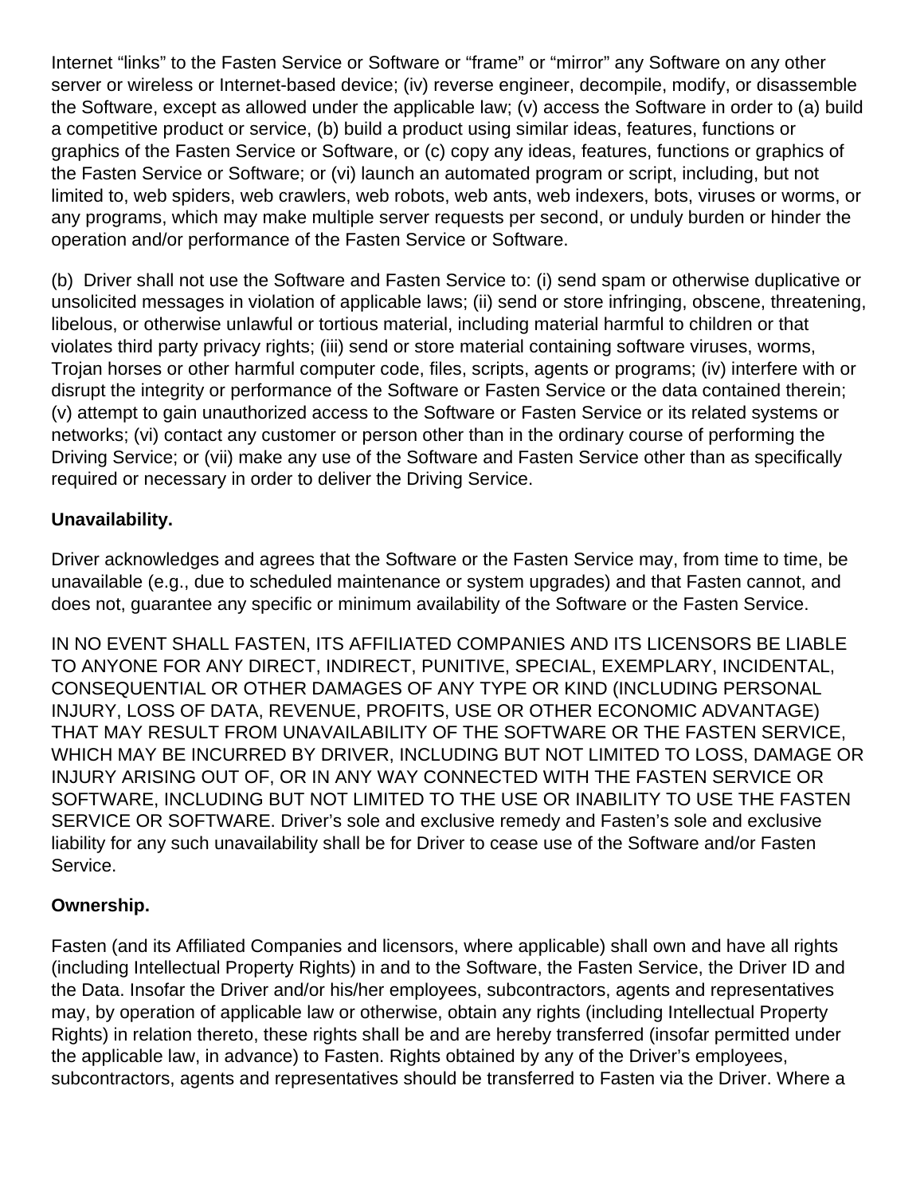Internet “links” to the Fasten Service or Software or “frame” or “mirror” any Software on any other server or wireless or Internet-based device; (iv) reverse engineer, decompile, modify, or disassemble the Software, except as allowed under the applicable law; (v) access the Software in order to (a) build a competitive product or service, (b) build a product using similar ideas, features, functions or graphics of the Fasten Service or Software, or (c) copy any ideas, features, functions or graphics of the Fasten Service or Software; or (vi) launch an automated program or script, including, but not limited to, web spiders, web crawlers, web robots, web ants, web indexers, bots, viruses or worms, or any programs, which may make multiple server requests per second, or unduly burden or hinder the operation and/or performance of the Fasten Service or Software.

(b) Driver shall not use the Software and Fasten Service to: (i) send spam or otherwise duplicative or unsolicited messages in violation of applicable laws; (ii) send or store infringing, obscene, threatening, libelous, or otherwise unlawful or tortious material, including material harmful to children or that violates third party privacy rights; (iii) send or store material containing software viruses, worms, Trojan horses or other harmful computer code, files, scripts, agents or programs; (iv) interfere with or disrupt the integrity or performance of the Software or Fasten Service or the data contained therein; (v) attempt to gain unauthorized access to the Software or Fasten Service or its related systems or networks; (vi) contact any customer or person other than in the ordinary course of performing the Driving Service; or (vii) make any use of the Software and Fasten Service other than as specifically required or necessary in order to deliver the Driving Service.

**Unavailability.**

Driver acknowledges and agrees that the Software or the Fasten Service may, from time to time, be unavailable (e.g., due to scheduled maintenance or system upgrades) and that Fasten cannot, and does not, guarantee any specific or minimum availability of the Software or the Fasten Service.

IN NO EVENT SHALL FASTEN, ITS AFFILIATED COMPANIES AND ITS LICENSORS BE LIABLE TO ANYONE FOR ANY DIRECT, INDIRECT, PUNITIVE, SPECIAL, EXEMPLARY, INCIDENTAL, CONSEQUENTIAL OR OTHER DAMAGES OF ANY TYPE OR KIND (INCLUDING PERSONAL INJURY, LOSS OF DATA, REVENUE, PROFITS, USE OR OTHER ECONOMIC ADVANTAGE) THAT MAY RESULT FROM UNAVAILABILITY OF THE SOFTWARE OR THE FASTEN SERVICE, WHICH MAY BE INCURRED BY DRIVER, INCLUDING BUT NOT LIMITED TO LOSS, DAMAGE OR INJURY ARISING OUT OF, OR IN ANY WAY CONNECTED WITH THE FASTEN SERVICE OR SOFTWARE, INCLUDING BUT NOT LIMITED TO THE USE OR INABILITY TO USE THE FASTEN SERVICE OR SOFTWARE. Driver’s sole and exclusive remedy and Fasten’s sole and exclusive liability for any such unavailability shall be for Driver to cease use of the Software and/or Fasten Service.

**Ownership.**

Fasten (and its Affiliated Companies and licensors, where applicable) shall own and have all rights (including Intellectual Property Rights) in and to the Software, the Fasten Service, the Driver ID and the Data. Insofar the Driver and/or his/her employees, subcontractors, agents and representatives may, by operation of applicable law or otherwise, obtain any rights (including Intellectual Property Rights) in relation thereto, these rights shall be and are hereby transferred (insofar permitted under the applicable law, in advance) to Fasten. Rights obtained by any of the Driver’s employees, subcontractors, agents and representatives should be transferred to Fasten via the Driver. Where a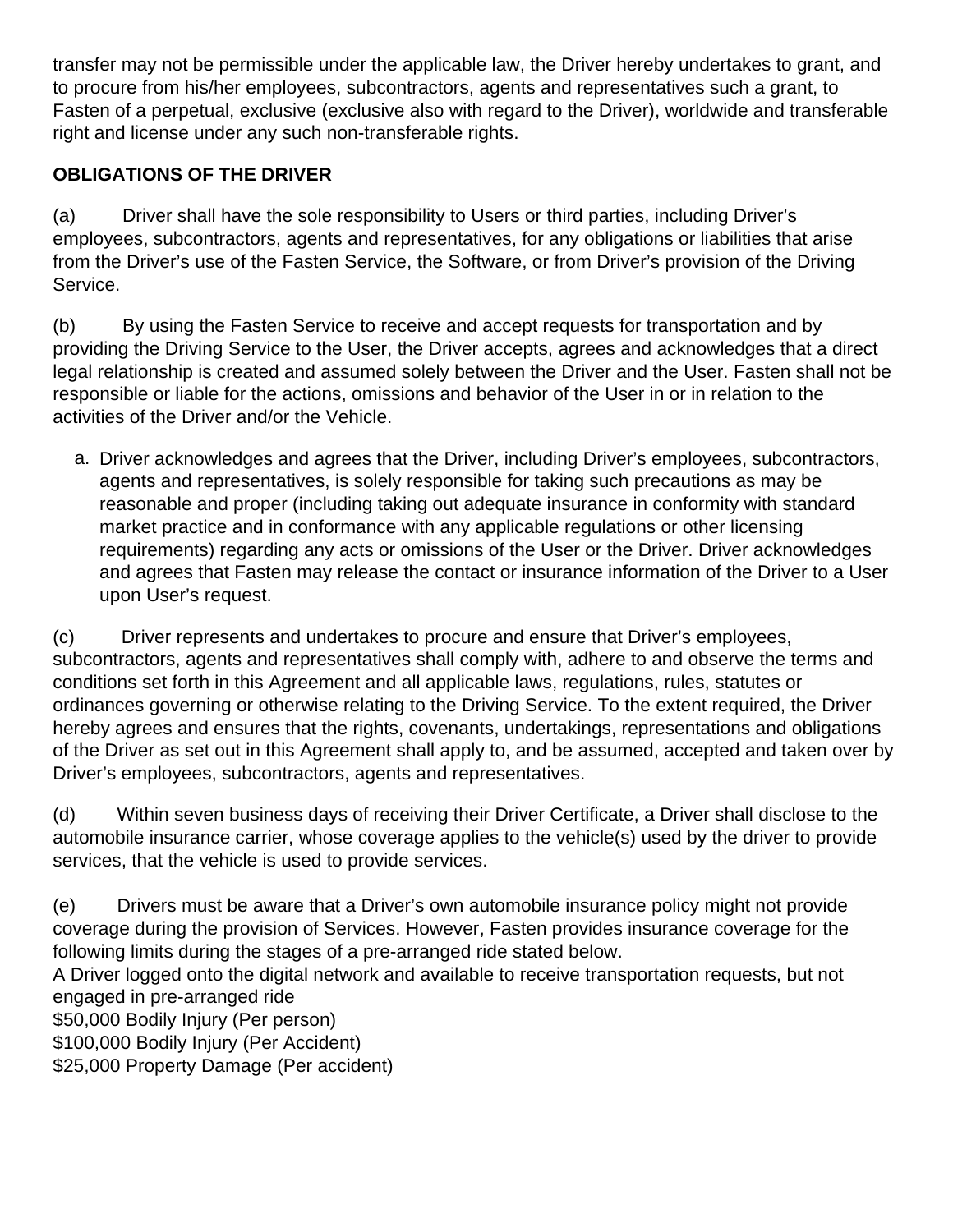transfer may not be permissible under the applicable law, the Driver hereby undertakes to grant, and to procure from his/her employees, subcontractors, agents and representatives such a grant, to Fasten of a perpetual, exclusive (exclusive also with regard to the Driver), worldwide and transferable right and license under any such non-transferable rights.

**OBLIGATIONS OF THE DRIVER**

(a) Driver shall have the sole responsibility to Users or third parties, including Driver's employees, subcontractors, agents and representatives, for any obligations or liabilities that arise from the Driver's use of the Fasten Service, the Software, or from Driver's provision of the Driving Service.

(b) By using the Fasten Service to receive and accept requests for transportation and by providing the Driving Service to the User, the Driver accepts, agrees and acknowledges that a direct legal relationship is created and assumed solely between the Driver and the User. Fasten shall not be responsible or liable for the actions, omissions and behavior of the User in or in relation to the activities of the Driver and/or the Vehicle.

a. Driver acknowledges and agrees that the Driver, including Driver's employees, subcontractors, agents and representatives, is solely responsible for taking such precautions as may be reasonable and proper (including taking out adequate insurance in conformity with standard market practice and in conformance with any applicable regulations or other licensing requirements) regarding any acts or omissions of the User or the Driver. Driver acknowledges and agrees that Fasten may release the contact or insurance information of the Driver to a User upon User's request.

(c) Driver represents and undertakes to procure and ensure that Driver's employees, subcontractors, agents and representatives shall comply with, adhere to and observe the terms and conditions set forth in this Agreement and all applicable laws, regulations, rules, statutes or ordinances governing or otherwise relating to the Driving Service. To the extent required, the Driver hereby agrees and ensures that the rights, covenants, undertakings, representations and obligations of the Driver as set out in this Agreement shall apply to, and be assumed, accepted and taken over by Driver's employees, subcontractors, agents and representatives.

(d) Within seven business days of receiving their Driver Certificate, a Driver shall disclose to the automobile insurance carrier, whose coverage applies to the vehicle(s) used by the driver to provide services, that the vehicle is used to provide services.

(e) Drivers must be aware that a Driver's own automobile insurance policy might not provide coverage during the provision of Services. However, Fasten provides insurance coverage for the following limits during the stages of a pre-arranged ride stated below.
A Driver logged onto the digital network and available to receive transportation requests, but not engaged in pre-arranged ride
$50,000 Bodily Injury (Per person)
$100,000 Bodily Injury (Per Accident)
$25,000 Property Damage (Per accident)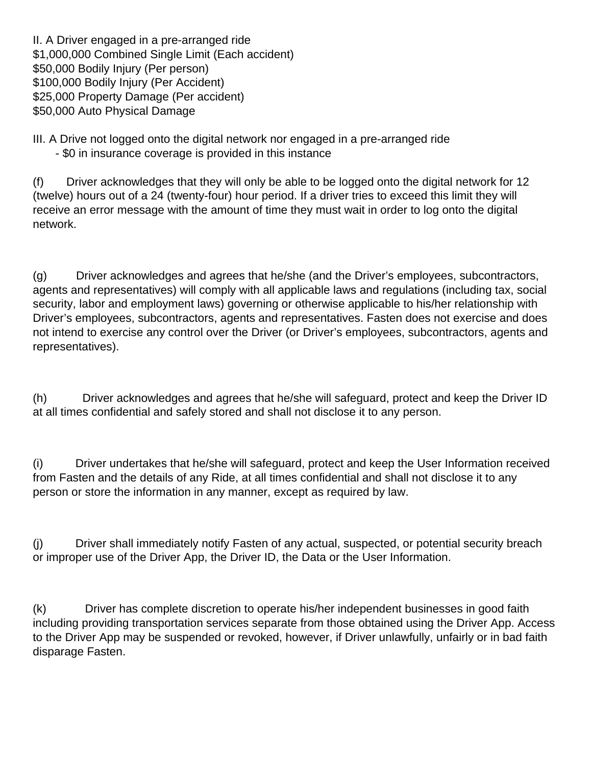II. A Driver engaged in a pre-arranged ride
$1,000,000 Combined Single Limit (Each accident)
$50,000 Bodily Injury (Per person)
$100,000 Bodily Injury (Per Accident)
$25,000 Property Damage (Per accident)
$50,000 Auto Physical Damage

III. A Drive not logged onto the digital network nor engaged in a pre-arranged ride
- $0 in insurance coverage is provided in this instance

(f) Driver acknowledges that they will only be able to be logged onto the digital network for 12 (twelve) hours out of a 24 (twenty-four) hour period. If a driver tries to exceed this limit they will receive an error message with the amount of time they must wait in order to log onto the digital network.

(g) Driver acknowledges and agrees that he/she (and the Driver's employees, subcontractors, agents and representatives) will comply with all applicable laws and regulations (including tax, social security, labor and employment laws) governing or otherwise applicable to his/her relationship with Driver's employees, subcontractors, agents and representatives. Fasten does not exercise and does not intend to exercise any control over the Driver (or Driver's employees, subcontractors, agents and representatives).

(h) Driver acknowledges and agrees that he/she will safeguard, protect and keep the Driver ID at all times confidential and safely stored and shall not disclose it to any person.

(i) Driver undertakes that he/she will safeguard, protect and keep the User Information received from Fasten and the details of any Ride, at all times confidential and shall not disclose it to any person or store the information in any manner, except as required by law.

(j) Driver shall immediately notify Fasten of any actual, suspected, or potential security breach or improper use of the Driver App, the Driver ID, the Data or the User Information.

(k) Driver has complete discretion to operate his/her independent businesses in good faith including providing transportation services separate from those obtained using the Driver App. Access to the Driver App may be suspended or revoked, however, if Driver unlawfully, unfairly or in bad faith disparage Fasten.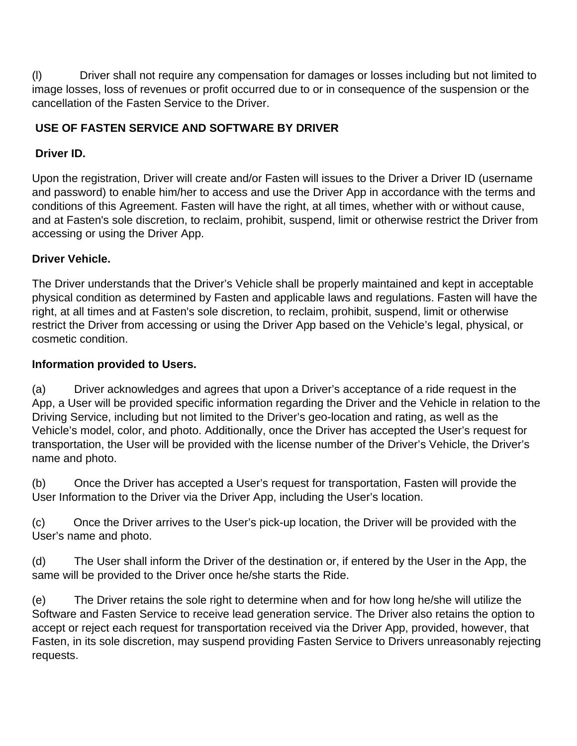(l) Driver shall not require any compensation for damages or losses including but not limited to image losses, loss of revenues or profit occurred due to or in consequence of the suspension or the cancellation of the Fasten Service to the Driver.

**USE OF FASTEN SERVICE AND SOFTWARE BY DRIVER**

**Driver ID.**

Upon the registration, Driver will create and/or Fasten will issues to the Driver a Driver ID (username and password) to enable him/her to access and use the Driver App in accordance with the terms and conditions of this Agreement. Fasten will have the right, at all times, whether with or without cause, and at Fasten's sole discretion, to reclaim, prohibit, suspend, limit or otherwise restrict the Driver from accessing or using the Driver App.

**Driver Vehicle.**

The Driver understands that the Driver's Vehicle shall be properly maintained and kept in acceptable physical condition as determined by Fasten and applicable laws and regulations. Fasten will have the right, at all times and at Fasten's sole discretion, to reclaim, prohibit, suspend, limit or otherwise restrict the Driver from accessing or using the Driver App based on the Vehicle's legal, physical, or cosmetic condition.

**Information provided to Users.**

(a) Driver acknowledges and agrees that upon a Driver's acceptance of a ride request in the App, a User will be provided specific information regarding the Driver and the Vehicle in relation to the Driving Service, including but not limited to the Driver's geo-location and rating, as well as the Vehicle's model, color, and photo. Additionally, once the Driver has accepted the User's request for transportation, the User will be provided with the license number of the Driver's Vehicle, the Driver's name and photo.

(b) Once the Driver has accepted a User's request for transportation, Fasten will provide the User Information to the Driver via the Driver App, including the User's location.

(c) Once the Driver arrives to the User's pick-up location, the Driver will be provided with the User's name and photo.

(d) The User shall inform the Driver of the destination or, if entered by the User in the App, the same will be provided to the Driver once he/she starts the Ride.

(e) The Driver retains the sole right to determine when and for how long he/she will utilize the Software and Fasten Service to receive lead generation service. The Driver also retains the option to accept or reject each request for transportation received via the Driver App, provided, however, that Fasten, in its sole discretion, may suspend providing Fasten Service to Drivers unreasonably rejecting requests.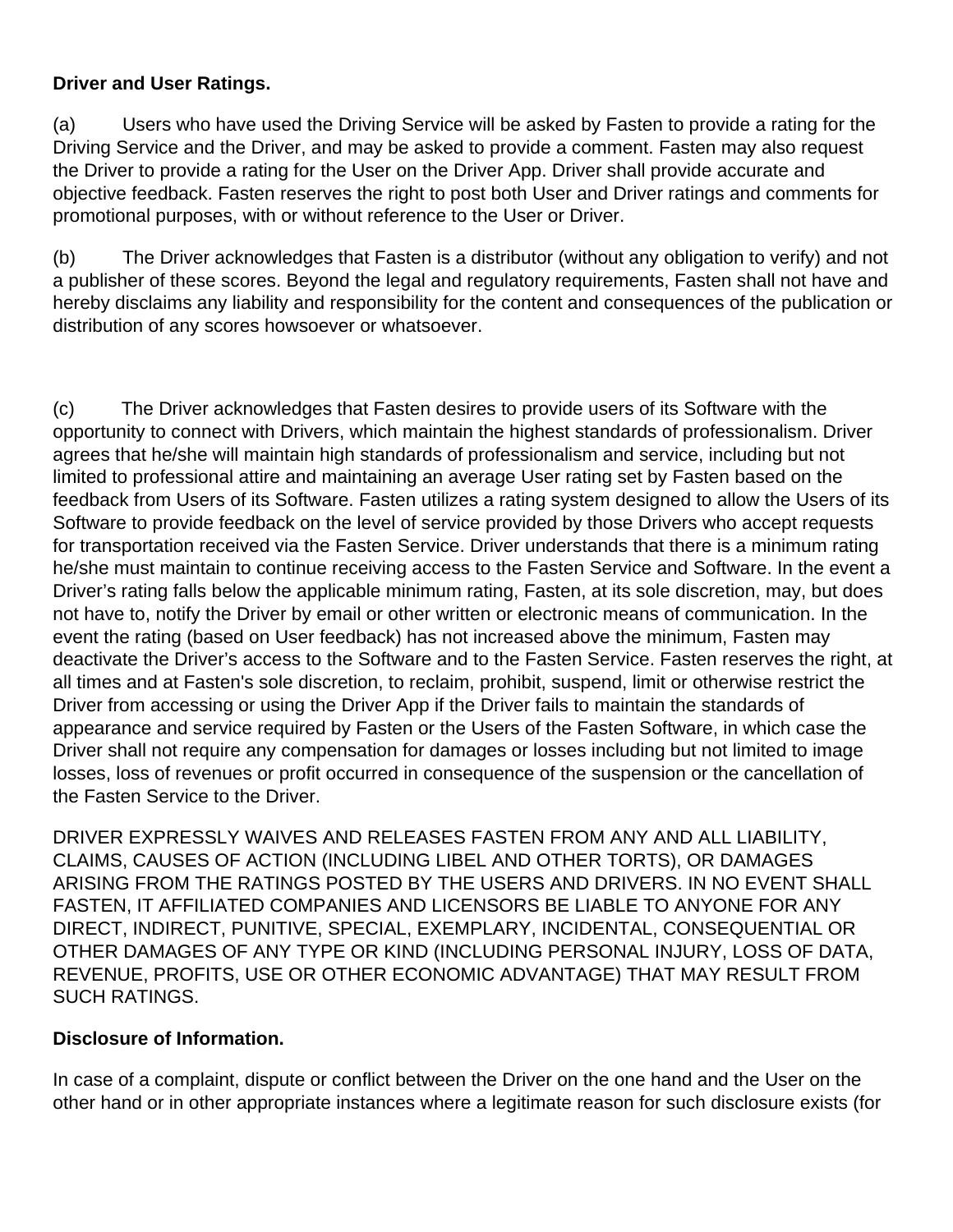**Driver and User Ratings.**

(a) Users who have used the Driving Service will be asked by Fasten to provide a rating for the Driving Service and the Driver, and may be asked to provide a comment. Fasten may also request the Driver to provide a rating for the User on the Driver App. Driver shall provide accurate and objective feedback. Fasten reserves the right to post both User and Driver ratings and comments for promotional purposes, with or without reference to the User or Driver.

(b) The Driver acknowledges that Fasten is a distributor (without any obligation to verify) and not a publisher of these scores. Beyond the legal and regulatory requirements, Fasten shall not have and hereby disclaims any liability and responsibility for the content and consequences of the publication or distribution of any scores howsoever or whatsoever.

(c) The Driver acknowledges that Fasten desires to provide users of its Software with the opportunity to connect with Drivers, which maintain the highest standards of professionalism. Driver agrees that he/she will maintain high standards of professionalism and service, including but not limited to professional attire and maintaining an average User rating set by Fasten based on the feedback from Users of its Software. Fasten utilizes a rating system designed to allow the Users of its Software to provide feedback on the level of service provided by those Drivers who accept requests for transportation received via the Fasten Service. Driver understands that there is a minimum rating he/she must maintain to continue receiving access to the Fasten Service and Software. In the event a Driver's rating falls below the applicable minimum rating, Fasten, at its sole discretion, may, but does not have to, notify the Driver by email or other written or electronic means of communication. In the event the rating (based on User feedback) has not increased above the minimum, Fasten may deactivate the Driver's access to the Software and to the Fasten Service. Fasten reserves the right, at all times and at Fasten's sole discretion, to reclaim, prohibit, suspend, limit or otherwise restrict the Driver from accessing or using the Driver App if the Driver fails to maintain the standards of appearance and service required by Fasten or the Users of the Fasten Software, in which case the Driver shall not require any compensation for damages or losses including but not limited to image losses, loss of revenues or profit occurred in consequence of the suspension or the cancellation of the Fasten Service to the Driver.

DRIVER EXPRESSLY WAIVES AND RELEASES FASTEN FROM ANY AND ALL LIABILITY, CLAIMS, CAUSES OF ACTION (INCLUDING LIBEL AND OTHER TORTS), OR DAMAGES ARISING FROM THE RATINGS POSTED BY THE USERS AND DRIVERS. IN NO EVENT SHALL FASTEN, IT AFFILIATED COMPANIES AND LICENSORS BE LIABLE TO ANYONE FOR ANY DIRECT, INDIRECT, PUNITIVE, SPECIAL, EXEMPLARY, INCIDENTAL, CONSEQUENTIAL OR OTHER DAMAGES OF ANY TYPE OR KIND (INCLUDING PERSONAL INJURY, LOSS OF DATA, REVENUE, PROFITS, USE OR OTHER ECONOMIC ADVANTAGE) THAT MAY RESULT FROM SUCH RATINGS.

**Disclosure of Information.**

In case of a complaint, dispute or conflict between the Driver on the one hand and the User on the other hand or in other appropriate instances where a legitimate reason for such disclosure exists (for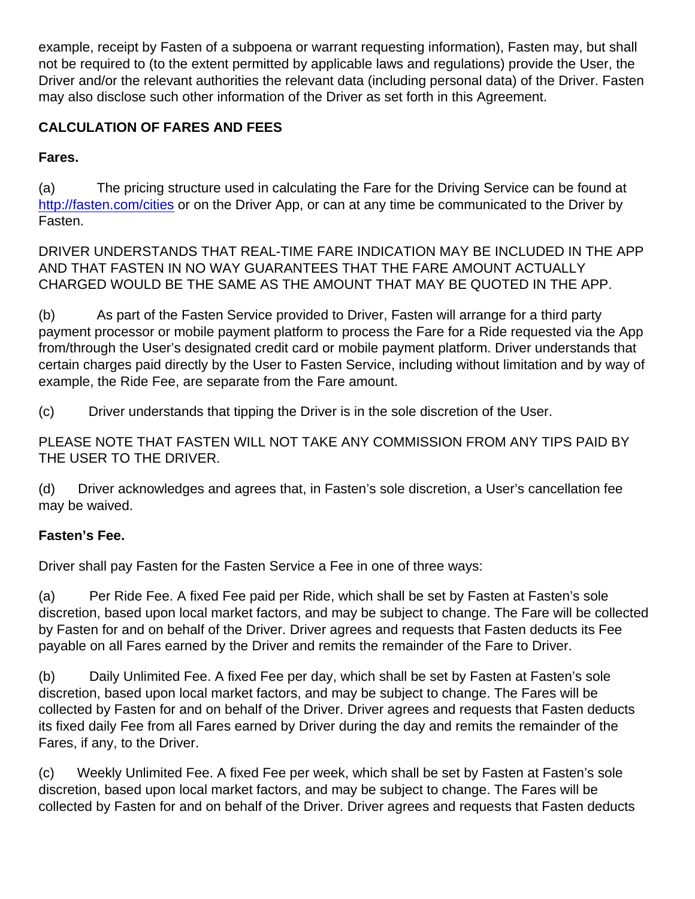example, receipt by Fasten of a subpoena or warrant requesting information), Fasten may, but shall not be required to (to the extent permitted by applicable laws and regulations) provide the User, the Driver and/or the relevant authorities the relevant data (including personal data) of the Driver. Fasten may also disclose such other information of the Driver as set forth in this Agreement.

**CALCULATION OF FARES AND FEES**

**Fares.**

(a) The pricing structure used in calculating the Fare for the Driving Service can be found at [http://fasten.com/cities](http://fasten.com/cities) or on the Driver App, or can at any time be communicated to the Driver by Fasten.

DRIVER UNDERSTANDS THAT REAL-TIME FARE INDICATION MAY BE INCLUDED IN THE APP AND THAT FASTEN IN NO WAY GUARANTEES THAT THE FARE AMOUNT ACTUALLY CHARGED WOULD BE THE SAME AS THE AMOUNT THAT MAY BE QUOTED IN THE APP.

(b) As part of the Fasten Service provided to Driver, Fasten will arrange for a third party payment processor or mobile payment platform to process the Fare for a Ride requested via the App from/through the User's designated credit card or mobile payment platform. Driver understands that certain charges paid directly by the User to Fasten Service, including without limitation and by way of example, the Ride Fee, are separate from the Fare amount.

(c) Driver understands that tipping the Driver is in the sole discretion of the User.

PLEASE NOTE THAT FASTEN WILL NOT TAKE ANY COMMISSION FROM ANY TIPS PAID BY THE USER TO THE DRIVER.

(d) Driver acknowledges and agrees that, in Fasten's sole discretion, a User's cancellation fee may be waived.

**Fasten's Fee.**

Driver shall pay Fasten for the Fasten Service a Fee in one of three ways:

(a) Per Ride Fee. A fixed Fee paid per Ride, which shall be set by Fasten at Fasten's sole discretion, based upon local market factors, and may be subject to change. The Fare will be collected by Fasten for and on behalf of the Driver. Driver agrees and requests that Fasten deducts its Fee payable on all Fares earned by the Driver and remits the remainder of the Fare to Driver.

(b) Daily Unlimited Fee. A fixed Fee per day, which shall be set by Fasten at Fasten's sole discretion, based upon local market factors, and may be subject to change. The Fares will be collected by Fasten for and on behalf of the Driver. Driver agrees and requests that Fasten deducts its fixed daily Fee from all Fares earned by Driver during the day and remits the remainder of the Fares, if any, to the Driver.

(c) Weekly Unlimited Fee. A fixed Fee per week, which shall be set by Fasten at Fasten's sole discretion, based upon local market factors, and may be subject to change. The Fares will be collected by Fasten for and on behalf of the Driver. Driver agrees and requests that Fasten deducts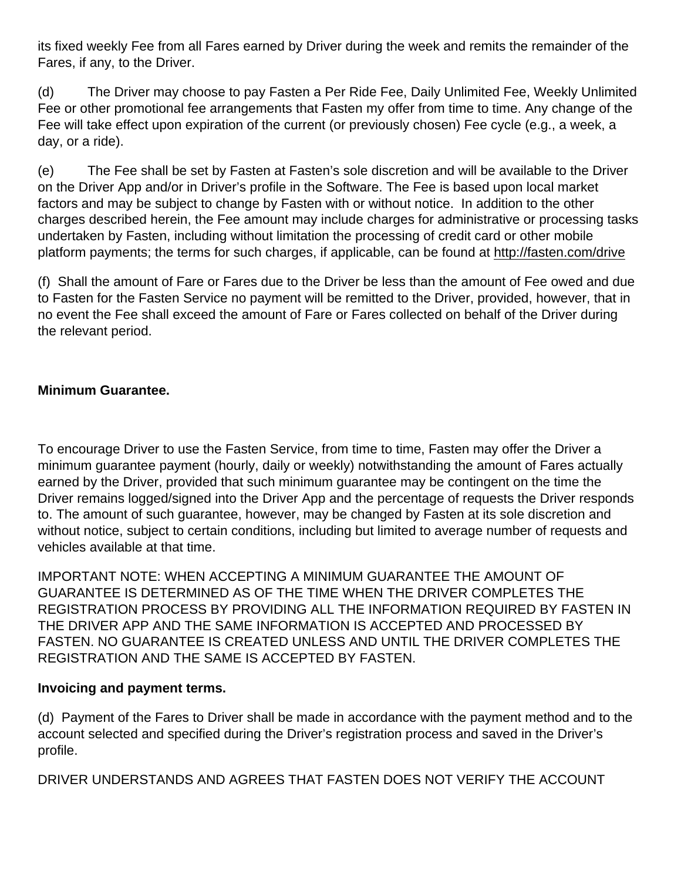its fixed weekly Fee from all Fares earned by Driver during the week and remits the remainder of the Fares, if any, to the Driver.

(d) The Driver may choose to pay Fasten a Per Ride Fee, Daily Unlimited Fee, Weekly Unlimited Fee or other promotional fee arrangements that Fasten my offer from time to time. Any change of the Fee will take effect upon expiration of the current (or previously chosen) Fee cycle (e.g., a week, a day, or a ride).

(e) The Fee shall be set by Fasten at Fasten's sole discretion and will be available to the Driver on the Driver App and/or in Driver's profile in the Software. The Fee is based upon local market factors and may be subject to change by Fasten with or without notice. In addition to the other charges described herein, the Fee amount may include charges for administrative or processing tasks undertaken by Fasten, including without limitation the processing of credit card or other mobile platform payments; the terms for such charges, if applicable, can be found at http://fasten.com/drive

(f) Shall the amount of Fare or Fares due to the Driver be less than the amount of Fee owed and due to Fasten for the Fasten Service no payment will be remitted to the Driver, provided, however, that in no event the Fee shall exceed the amount of Fare or Fares collected on behalf of the Driver during the relevant period.

**Minimum Guarantee.**

To encourage Driver to use the Fasten Service, from time to time, Fasten may offer the Driver a minimum guarantee payment (hourly, daily or weekly) notwithstanding the amount of Fares actually earned by the Driver, provided that such minimum guarantee may be contingent on the time the Driver remains logged/signed into the Driver App and the percentage of requests the Driver responds to. The amount of such guarantee, however, may be changed by Fasten at its sole discretion and without notice, subject to certain conditions, including but limited to average number of requests and vehicles available at that time.

IMPORTANT NOTE: WHEN ACCEPTING A MINIMUM GUARANTEE THE AMOUNT OF GUARANTEE IS DETERMINED AS OF THE TIME WHEN THE DRIVER COMPLETES THE REGISTRATION PROCESS BY PROVIDING ALL THE INFORMATION REQUIRED BY FASTEN IN THE DRIVER APP AND THE SAME INFORMATION IS ACCEPTED AND PROCESSED BY FASTEN. NO GUARANTEE IS CREATED UNLESS AND UNTIL THE DRIVER COMPLETES THE REGISTRATION AND THE SAME IS ACCEPTED BY FASTEN.

**Invoicing and payment terms.**

(d) Payment of the Fares to Driver shall be made in accordance with the payment method and to the account selected and specified during the Driver's registration process and saved in the Driver's profile.

DRIVER UNDERSTANDS AND AGREES THAT FASTEN DOES NOT VERIFY THE ACCOUNT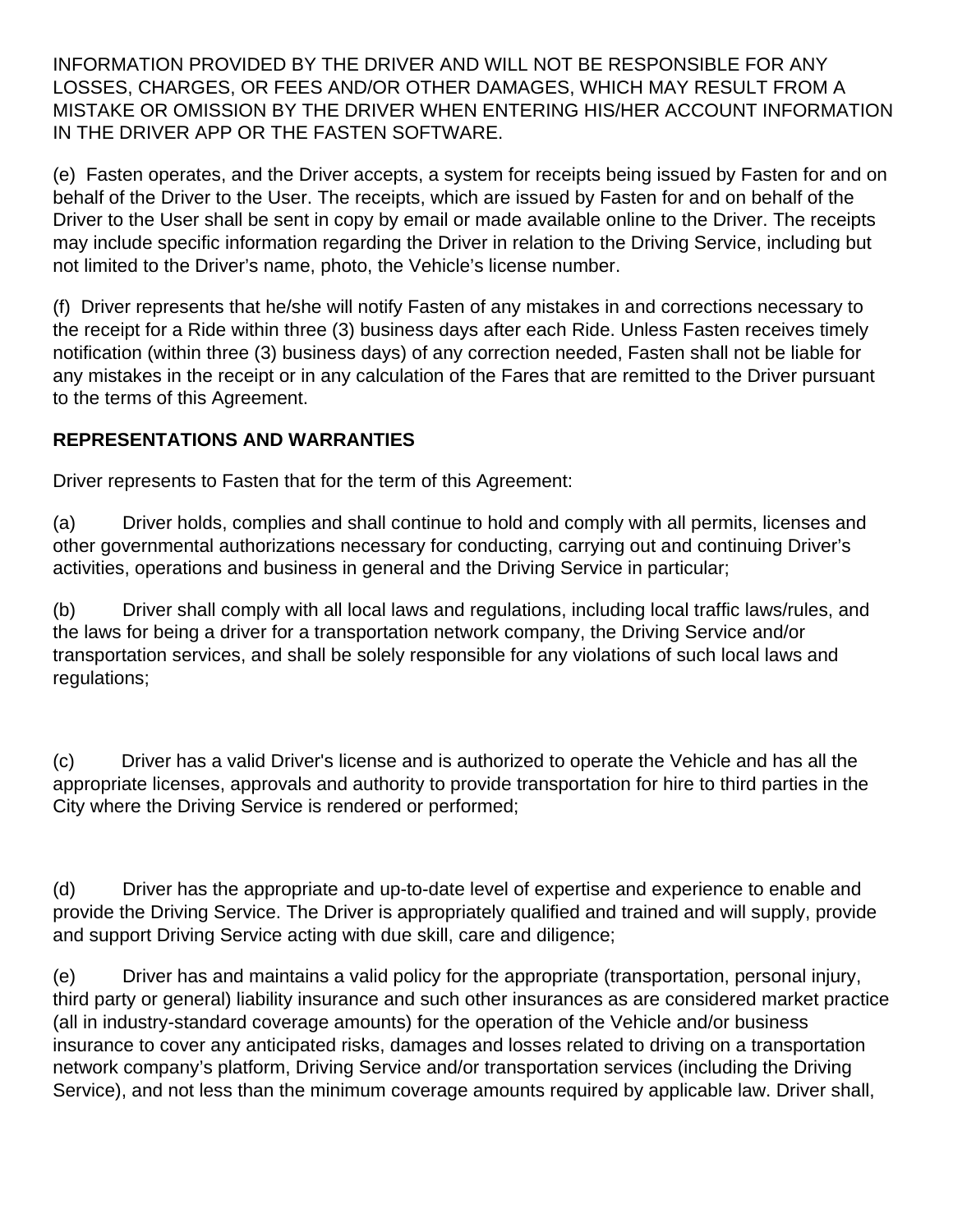INFORMATION PROVIDED BY THE DRIVER AND WILL NOT BE RESPONSIBLE FOR ANY LOSSES, CHARGES, OR FEES AND/OR OTHER DAMAGES, WHICH MAY RESULT FROM A MISTAKE OR OMISSION BY THE DRIVER WHEN ENTERING HIS/HER ACCOUNT INFORMATION IN THE DRIVER APP OR THE FASTEN SOFTWARE.

(e) Fasten operates, and the Driver accepts, a system for receipts being issued by Fasten for and on behalf of the Driver to the User. The receipts, which are issued by Fasten for and on behalf of the Driver to the User shall be sent in copy by email or made available online to the Driver. The receipts may include specific information regarding the Driver in relation to the Driving Service, including but not limited to the Driver's name, photo, the Vehicle's license number.

(f) Driver represents that he/she will notify Fasten of any mistakes in and corrections necessary to the receipt for a Ride within three (3) business days after each Ride. Unless Fasten receives timely notification (within three (3) business days) of any correction needed, Fasten shall not be liable for any mistakes in the receipt or in any calculation of the Fares that are remitted to the Driver pursuant to the terms of this Agreement.

**REPRESENTATIONS AND WARRANTIES**

Driver represents to Fasten that for the term of this Agreement:

(a) Driver holds, complies and shall continue to hold and comply with all permits, licenses and other governmental authorizations necessary for conducting, carrying out and continuing Driver's activities, operations and business in general and the Driving Service in particular;

(b) Driver shall comply with all local laws and regulations, including local traffic laws/rules, and the laws for being a driver for a transportation network company, the Driving Service and/or transportation services, and shall be solely responsible for any violations of such local laws and regulations;

(c) Driver has a valid Driver's license and is authorized to operate the Vehicle and has all the appropriate licenses, approvals and authority to provide transportation for hire to third parties in the City where the Driving Service is rendered or performed;

(d) Driver has the appropriate and up-to-date level of expertise and experience to enable and provide the Driving Service. The Driver is appropriately qualified and trained and will supply, provide and support Driving Service acting with due skill, care and diligence;

(e) Driver has and maintains a valid policy for the appropriate (transportation, personal injury, third party or general) liability insurance and such other insurances as are considered market practice (all in industry-standard coverage amounts) for the operation of the Vehicle and/or business insurance to cover any anticipated risks, damages and losses related to driving on a transportation network company's platform, Driving Service and/or transportation services (including the Driving Service), and not less than the minimum coverage amounts required by applicable law. Driver shall,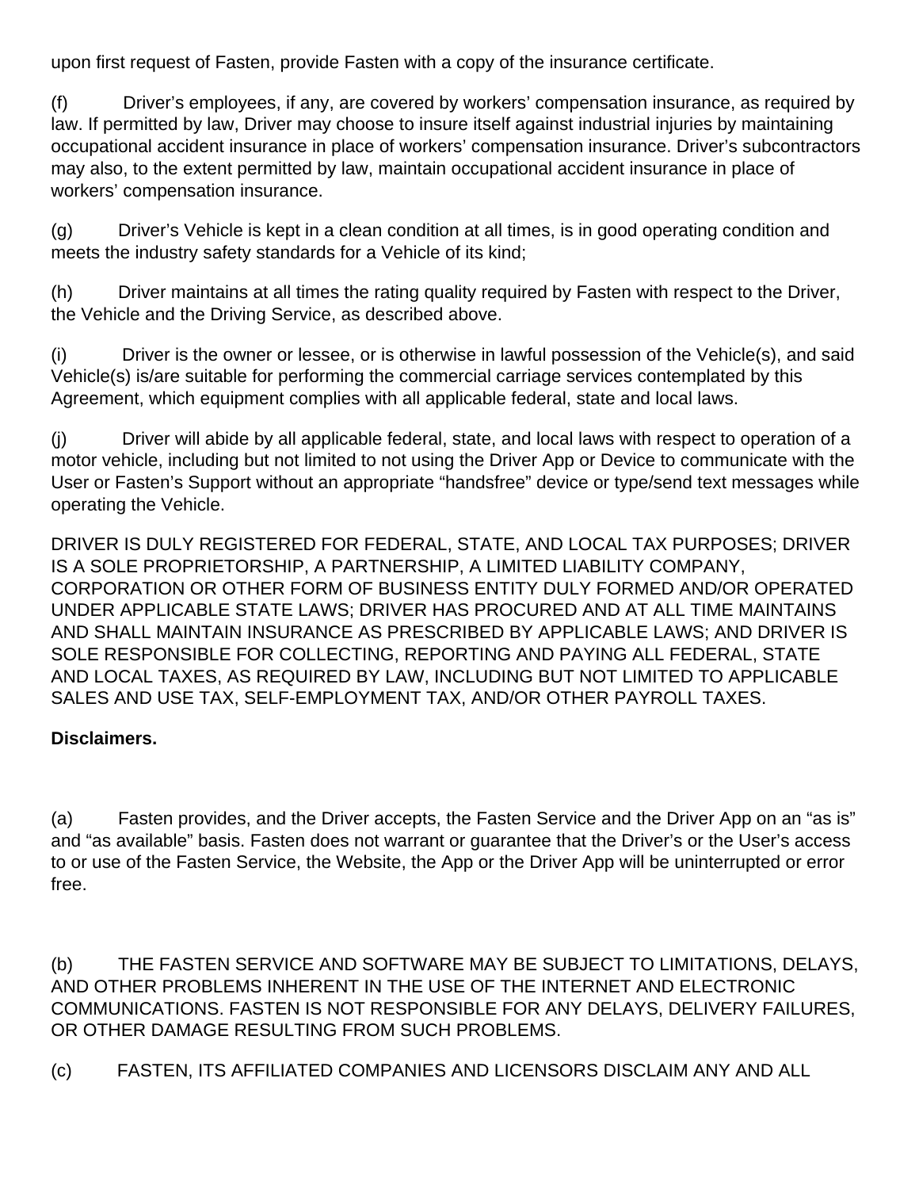upon first request of Fasten, provide Fasten with a copy of the insurance certificate.

(f) Driver’s employees, if any, are covered by workers’ compensation insurance, as required by law. If permitted by law, Driver may choose to insure itself against industrial injuries by maintaining occupational accident insurance in place of workers’ compensation insurance. Driver’s subcontractors may also, to the extent permitted by law, maintain occupational accident insurance in place of workers’ compensation insurance.

(g) Driver’s Vehicle is kept in a clean condition at all times, is in good operating condition and meets the industry safety standards for a Vehicle of its kind;

(h) Driver maintains at all times the rating quality required by Fasten with respect to the Driver, the Vehicle and the Driving Service, as described above.

(i) Driver is the owner or lessee, or is otherwise in lawful possession of the Vehicle(s), and said Vehicle(s) is/are suitable for performing the commercial carriage services contemplated by this Agreement, which equipment complies with all applicable federal, state and local laws.

(j) Driver will abide by all applicable federal, state, and local laws with respect to operation of a motor vehicle, including but not limited to not using the Driver App or Device to communicate with the User or Fasten’s Support without an appropriate “handsfree” device or type/send text messages while operating the Vehicle.

DRIVER IS DULY REGISTERED FOR FEDERAL, STATE, AND LOCAL TAX PURPOSES; DRIVER IS A SOLE PROPRIETORSHIP, A PARTNERSHIP, A LIMITED LIABILITY COMPANY, CORPORATION OR OTHER FORM OF BUSINESS ENTITY DULY FORMED AND/OR OPERATED UNDER APPLICABLE STATE LAWS; DRIVER HAS PROCURED AND AT ALL TIME MAINTAINS AND SHALL MAINTAIN INSURANCE AS PRESCRIBED BY APPLICABLE LAWS; AND DRIVER IS SOLE RESPONSIBLE FOR COLLECTING, REPORTING AND PAYING ALL FEDERAL, STATE AND LOCAL TAXES, AS REQUIRED BY LAW, INCLUDING BUT NOT LIMITED TO APPLICABLE SALES AND USE TAX, SELF-EMPLOYMENT TAX, AND/OR OTHER PAYROLL TAXES.

**Disclaimers.**

(a) Fasten provides, and the Driver accepts, the Fasten Service and the Driver App on an “as is” and “as available” basis. Fasten does not warrant or guarantee that the Driver’s or the User’s access to or use of the Fasten Service, the Website, the App or the Driver App will be uninterrupted or error free.

(b) THE FASTEN SERVICE AND SOFTWARE MAY BE SUBJECT TO LIMITATIONS, DELAYS, AND OTHER PROBLEMS INHERENT IN THE USE OF THE INTERNET AND ELECTRONIC COMMUNICATIONS. FASTEN IS NOT RESPONSIBLE FOR ANY DELAYS, DELIVERY FAILURES, OR OTHER DAMAGE RESULTING FROM SUCH PROBLEMS.

(c) FASTEN, ITS AFFILIATED COMPANIES AND LICENSORS DISCLAIM ANY AND ALL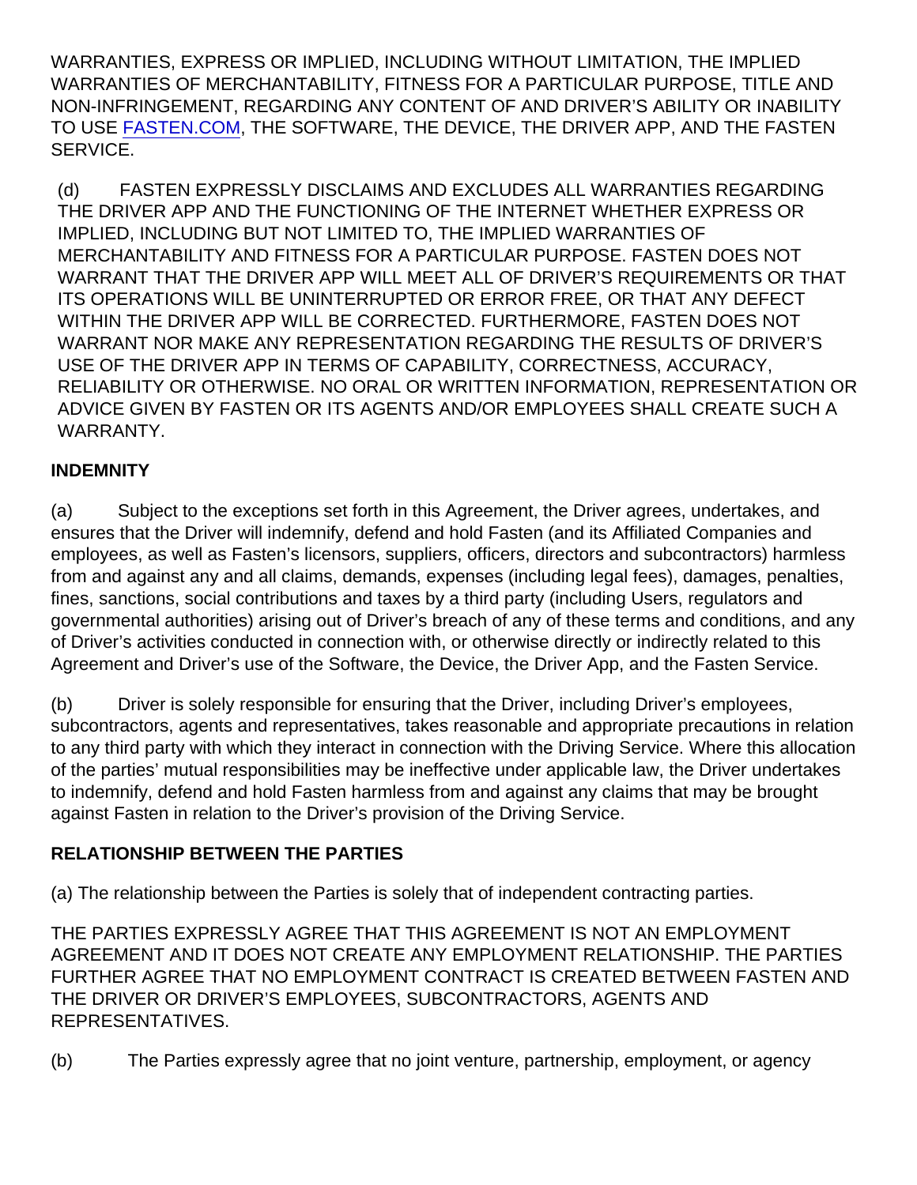WARRANTIES, EXPRESS OR IMPLIED, INCLUDING WITHOUT LIMITATION, THE IMPLIED WARRANTIES OF MERCHANTABILITY, FITNESS FOR A PARTICULAR PURPOSE, TITLE AND NON-INFRINGEMENT, REGARDING ANY CONTENT OF AND DRIVER'S ABILITY OR INABILITY TO USE [FASTEN.COM](http://FASTEN.COM), THE SOFTWARE, THE DEVICE, THE DRIVER APP, AND THE FASTEN SERVICE.

(d) FASTEN EXPRESSLY DISCLAIMS AND EXCLUDES ALL WARRANTIES REGARDING THE DRIVER APP AND THE FUNCTIONING OF THE INTERNET WHETHER EXPRESS OR IMPLIED, INCLUDING BUT NOT LIMITED TO, THE IMPLIED WARRANTIES OF MERCHANTABILITY AND FITNESS FOR A PARTICULAR PURPOSE. FASTEN DOES NOT WARRANT THAT THE DRIVER APP WILL MEET ALL OF DRIVER'S REQUIREMENTS OR THAT ITS OPERATIONS WILL BE UNINTERRUPTED OR ERROR FREE, OR THAT ANY DEFECT WITHIN THE DRIVER APP WILL BE CORRECTED. FURTHERMORE, FASTEN DOES NOT WARRANT NOR MAKE ANY REPRESENTATION REGARDING THE RESULTS OF DRIVER'S USE OF THE DRIVER APP IN TERMS OF CAPABILITY, CORRECTNESS, ACCURACY, RELIABILITY OR OTHERWISE. NO ORAL OR WRITTEN INFORMATION, REPRESENTATION OR ADVICE GIVEN BY FASTEN OR ITS AGENTS AND/OR EMPLOYEES SHALL CREATE SUCH A WARRANTY.

**INDEMNITY**

(a) Subject to the exceptions set forth in this Agreement, the Driver agrees, undertakes, and ensures that the Driver will indemnify, defend and hold Fasten (and its Affiliated Companies and employees, as well as Fasten's licensors, suppliers, officers, directors and subcontractors) harmless from and against any and all claims, demands, expenses (including legal fees), damages, penalties, fines, sanctions, social contributions and taxes by a third party (including Users, regulators and governmental authorities) arising out of Driver's breach of any of these terms and conditions, and any of Driver's activities conducted in connection with, or otherwise directly or indirectly related to this Agreement and Driver's use of the Software, the Device, the Driver App, and the Fasten Service.

(b) Driver is solely responsible for ensuring that the Driver, including Driver's employees, subcontractors, agents and representatives, takes reasonable and appropriate precautions in relation to any third party with which they interact in connection with the Driving Service. Where this allocation of the parties' mutual responsibilities may be ineffective under applicable law, the Driver undertakes to indemnify, defend and hold Fasten harmless from and against any claims that may be brought against Fasten in relation to the Driver's provision of the Driving Service.

**RELATIONSHIP BETWEEN THE PARTIES**

(a) The relationship between the Parties is solely that of independent contracting parties.

THE PARTIES EXPRESSLY AGREE THAT THIS AGREEMENT IS NOT AN EMPLOYMENT AGREEMENT AND IT DOES NOT CREATE ANY EMPLOYMENT RELATIONSHIP. THE PARTIES FURTHER AGREE THAT NO EMPLOYMENT CONTRACT IS CREATED BETWEEN FASTEN AND THE DRIVER OR DRIVER'S EMPLOYEES, SUBCONTRACTORS, AGENTS AND REPRESENTATIVES.

(b) The Parties expressly agree that no joint venture, partnership, employment, or agency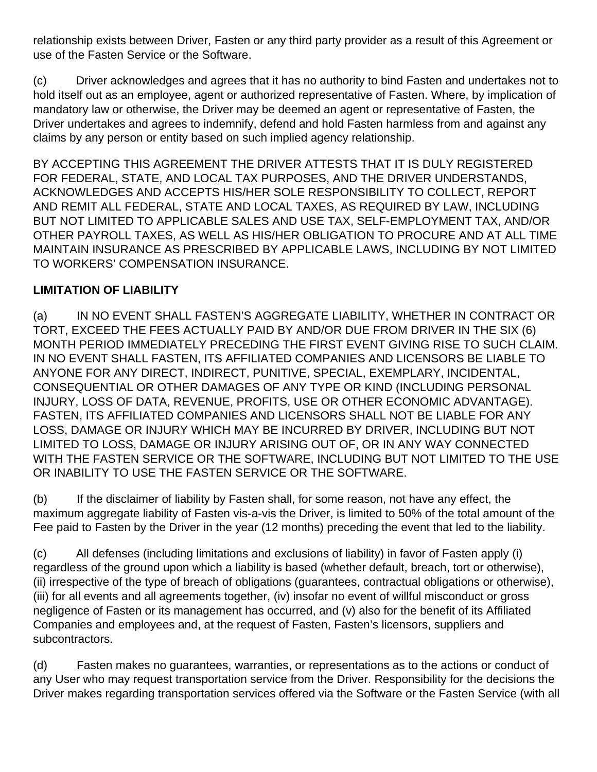relationship exists between Driver, Fasten or any third party provider as a result of this Agreement or use of the Fasten Service or the Software.

(c) Driver acknowledges and agrees that it has no authority to bind Fasten and undertakes not to hold itself out as an employee, agent or authorized representative of Fasten. Where, by implication of mandatory law or otherwise, the Driver may be deemed an agent or representative of Fasten, the Driver undertakes and agrees to indemnify, defend and hold Fasten harmless from and against any claims by any person or entity based on such implied agency relationship.

BY ACCEPTING THIS AGREEMENT THE DRIVER ATTESTS THAT IT IS DULY REGISTERED FOR FEDERAL, STATE, AND LOCAL TAX PURPOSES, AND THE DRIVER UNDERSTANDS, ACKNOWLEDGES AND ACCEPTS HIS/HER SOLE RESPONSIBILITY TO COLLECT, REPORT AND REMIT ALL FEDERAL, STATE AND LOCAL TAXES, AS REQUIRED BY LAW, INCLUDING BUT NOT LIMITED TO APPLICABLE SALES AND USE TAX, SELF-EMPLOYMENT TAX, AND/OR OTHER PAYROLL TAXES, AS WELL AS HIS/HER OBLIGATION TO PROCURE AND AT ALL TIME MAINTAIN INSURANCE AS PRESCRIBED BY APPLICABLE LAWS, INCLUDING BY NOT LIMITED TO WORKERS' COMPENSATION INSURANCE.

**LIMITATION OF LIABILITY**

(a) IN NO EVENT SHALL FASTEN'S AGGREGATE LIABILITY, WHETHER IN CONTRACT OR TORT, EXCEED THE FEES ACTUALLY PAID BY AND/OR DUE FROM DRIVER IN THE SIX (6) MONTH PERIOD IMMEDIATELY PRECEDING THE FIRST EVENT GIVING RISE TO SUCH CLAIM. IN NO EVENT SHALL FASTEN, ITS AFFILIATED COMPANIES AND LICENSORS BE LIABLE TO ANYONE FOR ANY DIRECT, INDIRECT, PUNITIVE, SPECIAL, EXEMPLARY, INCIDENTAL, CONSEQUENTIAL OR OTHER DAMAGES OF ANY TYPE OR KIND (INCLUDING PERSONAL INJURY, LOSS OF DATA, REVENUE, PROFITS, USE OR OTHER ECONOMIC ADVANTAGE). FASTEN, ITS AFFILIATED COMPANIES AND LICENSORS SHALL NOT BE LIABLE FOR ANY LOSS, DAMAGE OR INJURY WHICH MAY BE INCURRED BY DRIVER, INCLUDING BUT NOT LIMITED TO LOSS, DAMAGE OR INJURY ARISING OUT OF, OR IN ANY WAY CONNECTED WITH THE FASTEN SERVICE OR THE SOFTWARE, INCLUDING BUT NOT LIMITED TO THE USE OR INABILITY TO USE THE FASTEN SERVICE OR THE SOFTWARE.

(b) If the disclaimer of liability by Fasten shall, for some reason, not have any effect, the maximum aggregate liability of Fasten vis-a-vis the Driver, is limited to 50% of the total amount of the Fee paid to Fasten by the Driver in the year (12 months) preceding the event that led to the liability.

(c) All defenses (including limitations and exclusions of liability) in favor of Fasten apply (i) regardless of the ground upon which a liability is based (whether default, breach, tort or otherwise), (ii) irrespective of the type of breach of obligations (guarantees, contractual obligations or otherwise), (iii) for all events and all agreements together, (iv) insofar no event of willful misconduct or gross negligence of Fasten or its management has occurred, and (v) also for the benefit of its Affiliated Companies and employees and, at the request of Fasten, Fasten's licensors, suppliers and subcontractors.

(d) Fasten makes no guarantees, warranties, or representations as to the actions or conduct of any User who may request transportation service from the Driver. Responsibility for the decisions the Driver makes regarding transportation services offered via the Software or the Fasten Service (with all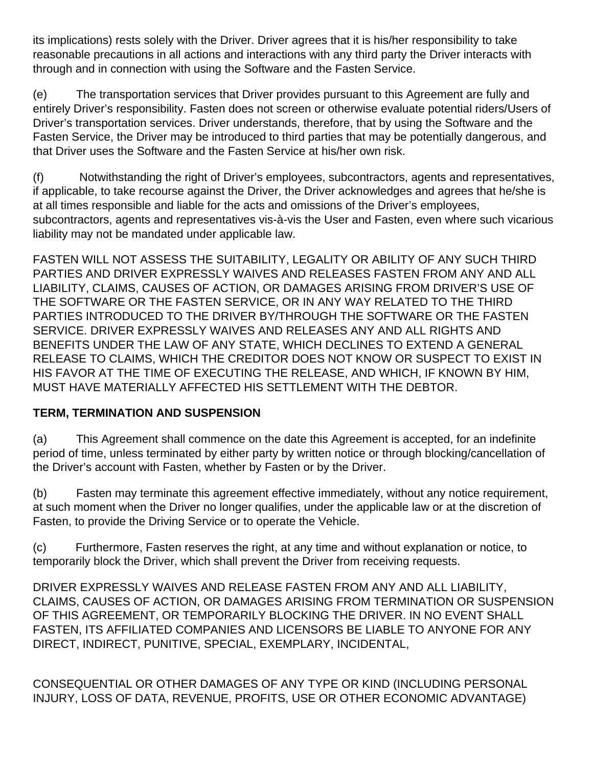its implications) rests solely with the Driver. Driver agrees that it is his/her responsibility to take reasonable precautions in all actions and interactions with any third party the Driver interacts with through and in connection with using the Software and the Fasten Service.

(e) The transportation services that Driver provides pursuant to this Agreement are fully and entirely Driver's responsibility. Fasten does not screen or otherwise evaluate potential riders/Users of Driver's transportation services. Driver understands, therefore, that by using the Software and the Fasten Service, the Driver may be introduced to third parties that may be potentially dangerous, and that Driver uses the Software and the Fasten Service at his/her own risk.

(f) Notwithstanding the right of Driver's employees, subcontractors, agents and representatives, if applicable, to take recourse against the Driver, the Driver acknowledges and agrees that he/she is at all times responsible and liable for the acts and omissions of the Driver's employees, subcontractors, agents and representatives vis-à-vis the User and Fasten, even where such vicarious liability may not be mandated under applicable law.

FASTEN WILL NOT ASSESS THE SUITABILITY, LEGALITY OR ABILITY OF ANY SUCH THIRD PARTIES AND DRIVER EXPRESSLY WAIVES AND RELEASES FASTEN FROM ANY AND ALL LIABILITY, CLAIMS, CAUSES OF ACTION, OR DAMAGES ARISING FROM DRIVER'S USE OF THE SOFTWARE OR THE FASTEN SERVICE, OR IN ANY WAY RELATED TO THE THIRD PARTIES INTRODUCED TO THE DRIVER BY/THROUGH THE SOFTWARE OR THE FASTEN SERVICE. DRIVER EXPRESSLY WAIVES AND RELEASES ANY AND ALL RIGHTS AND BENEFITS UNDER THE LAW OF ANY STATE, WHICH DECLINES TO EXTEND A GENERAL RELEASE TO CLAIMS, WHICH THE CREDITOR DOES NOT KNOW OR SUSPECT TO EXIST IN HIS FAVOR AT THE TIME OF EXECUTING THE RELEASE, AND WHICH, IF KNOWN BY HIM, MUST HAVE MATERIALLY AFFECTED HIS SETTLEMENT WITH THE DEBTOR.

**TERM, TERMINATION AND SUSPENSION**

(a) This Agreement shall commence on the date this Agreement is accepted, for an indefinite period of time, unless terminated by either party by written notice or through blocking/cancellation of the Driver's account with Fasten, whether by Fasten or by the Driver.

(b) Fasten may terminate this agreement effective immediately, without any notice requirement, at such moment when the Driver no longer qualifies, under the applicable law or at the discretion of Fasten, to provide the Driving Service or to operate the Vehicle.

(c) Furthermore, Fasten reserves the right, at any time and without explanation or notice, to temporarily block the Driver, which shall prevent the Driver from receiving requests.

DRIVER EXPRESSLY WAIVES AND RELEASE FASTEN FROM ANY AND ALL LIABILITY, CLAIMS, CAUSES OF ACTION, OR DAMAGES ARISING FROM TERMINATION OR SUSPENSION OF THIS AGREEMENT, OR TEMPORARILY BLOCKING THE DRIVER. IN NO EVENT SHALL FASTEN, ITS AFFILIATED COMPANIES AND LICENSORS BE LIABLE TO ANYONE FOR ANY DIRECT, INDIRECT, PUNITIVE, SPECIAL, EXEMPLARY, INCIDENTAL,

CONSEQUENTIAL OR OTHER DAMAGES OF ANY TYPE OR KIND (INCLUDING PERSONAL INJURY, LOSS OF DATA, REVENUE, PROFITS, USE OR OTHER ECONOMIC ADVANTAGE)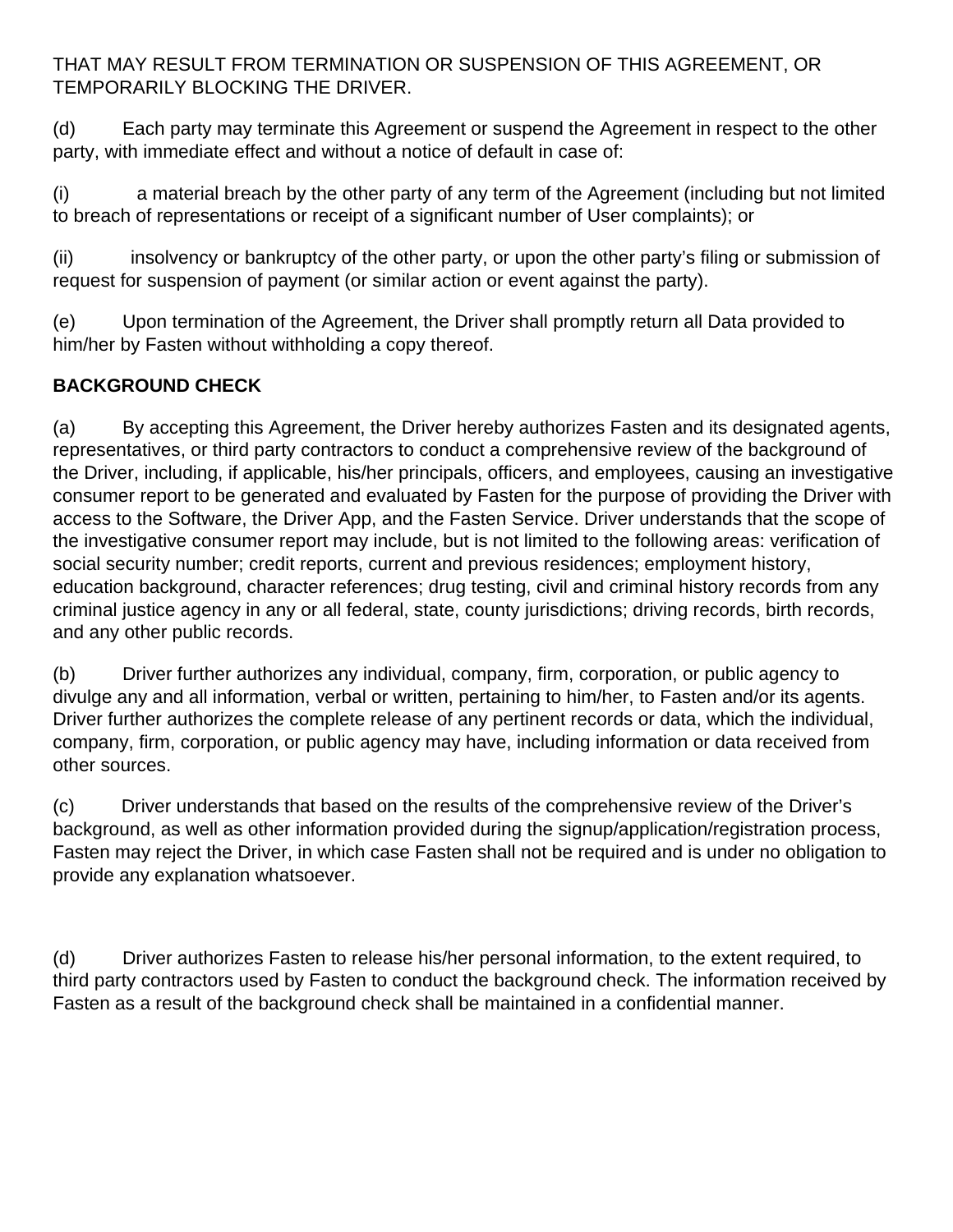THAT MAY RESULT FROM TERMINATION OR SUSPENSION OF THIS AGREEMENT, OR TEMPORARILY BLOCKING THE DRIVER.

(d) Each party may terminate this Agreement or suspend the Agreement in respect to the other party, with immediate effect and without a notice of default in case of:

(i) a material breach by the other party of any term of the Agreement (including but not limited to breach of representations or receipt of a significant number of User complaints); or

(ii) insolvency or bankruptcy of the other party, or upon the other party's filing or submission of request for suspension of payment (or similar action or event against the party).

(e) Upon termination of the Agreement, the Driver shall promptly return all Data provided to him/her by Fasten without withholding a copy thereof.

**BACKGROUND CHECK**

(a) By accepting this Agreement, the Driver hereby authorizes Fasten and its designated agents, representatives, or third party contractors to conduct a comprehensive review of the background of the Driver, including, if applicable, his/her principals, officers, and employees, causing an investigative consumer report to be generated and evaluated by Fasten for the purpose of providing the Driver with access to the Software, the Driver App, and the Fasten Service. Driver understands that the scope of the investigative consumer report may include, but is not limited to the following areas: verification of social security number; credit reports, current and previous residences; employment history, education background, character references; drug testing, civil and criminal history records from any criminal justice agency in any or all federal, state, county jurisdictions; driving records, birth records, and any other public records.

(b) Driver further authorizes any individual, company, firm, corporation, or public agency to divulge any and all information, verbal or written, pertaining to him/her, to Fasten and/or its agents. Driver further authorizes the complete release of any pertinent records or data, which the individual, company, firm, corporation, or public agency may have, including information or data received from other sources.

(c) Driver understands that based on the results of the comprehensive review of the Driver's background, as well as other information provided during the signup/application/registration process, Fasten may reject the Driver, in which case Fasten shall not be required and is under no obligation to provide any explanation whatsoever.

(d) Driver authorizes Fasten to release his/her personal information, to the extent required, to third party contractors used by Fasten to conduct the background check. The information received by Fasten as a result of the background check shall be maintained in a confidential manner.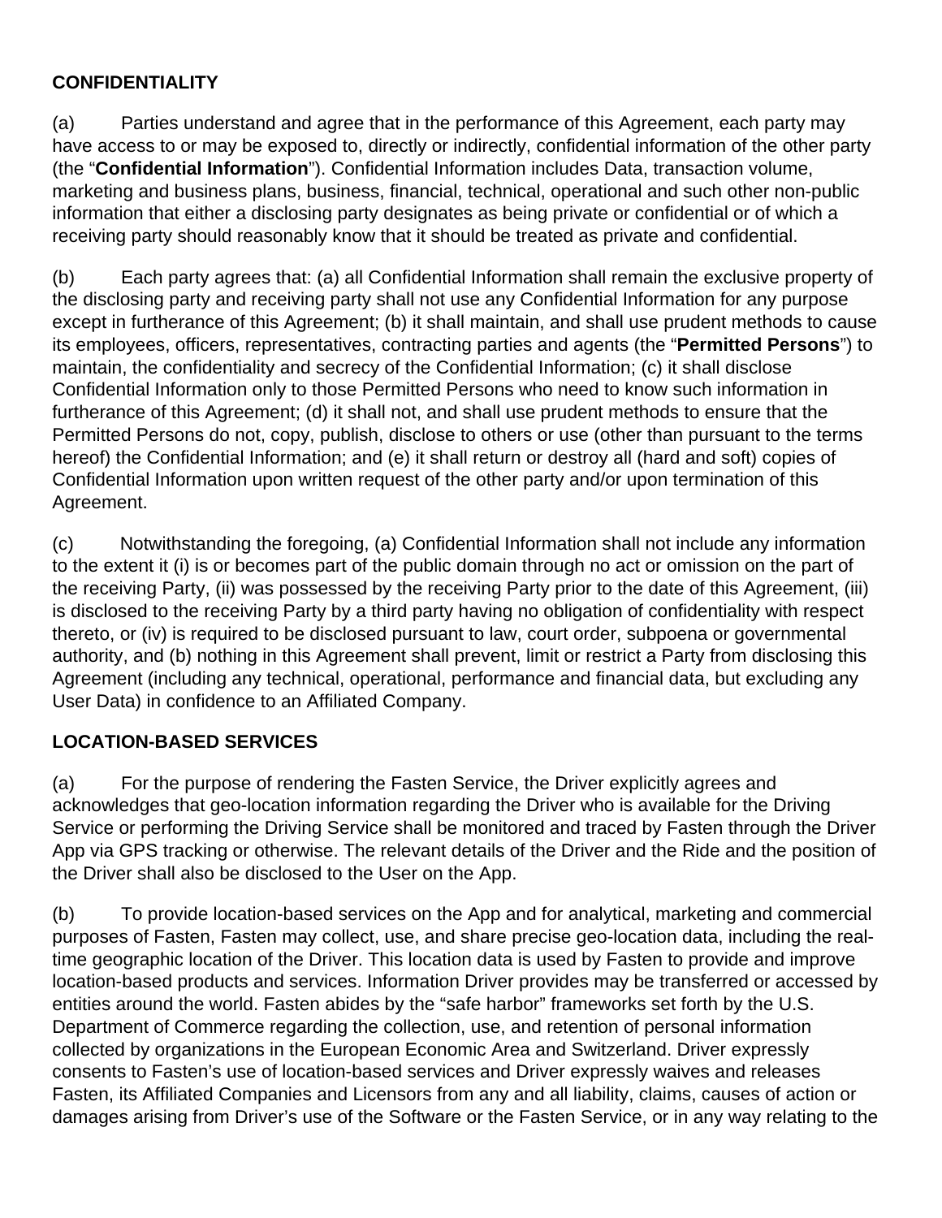**CONFIDENTIALITY**

(a) Parties understand and agree that in the performance of this Agreement, each party may have access to or may be exposed to, directly or indirectly, confidential information of the other party (the "**Confidential Information**"). Confidential Information includes Data, transaction volume, marketing and business plans, business, financial, technical, operational and such other non-public information that either a disclosing party designates as being private or confidential or of which a receiving party should reasonably know that it should be treated as private and confidential.

(b) Each party agrees that: (a) all Confidential Information shall remain the exclusive property of the disclosing party and receiving party shall not use any Confidential Information for any purpose except in furtherance of this Agreement; (b) it shall maintain, and shall use prudent methods to cause its employees, officers, representatives, contracting parties and agents (the "**Permitted Persons**") to maintain, the confidentiality and secrecy of the Confidential Information; (c) it shall disclose Confidential Information only to those Permitted Persons who need to know such information in furtherance of this Agreement; (d) it shall not, and shall use prudent methods to ensure that the Permitted Persons do not, copy, publish, disclose to others or use (other than pursuant to the terms hereof) the Confidential Information; and (e) it shall return or destroy all (hard and soft) copies of Confidential Information upon written request of the other party and/or upon termination of this Agreement.

(c) Notwithstanding the foregoing, (a) Confidential Information shall not include any information to the extent it (i) is or becomes part of the public domain through no act or omission on the part of the receiving Party, (ii) was possessed by the receiving Party prior to the date of this Agreement, (iii) is disclosed to the receiving Party by a third party having no obligation of confidentiality with respect thereto, or (iv) is required to be disclosed pursuant to law, court order, subpoena or governmental authority, and (b) nothing in this Agreement shall prevent, limit or restrict a Party from disclosing this Agreement (including any technical, operational, performance and financial data, but excluding any User Data) in confidence to an Affiliated Company.

**LOCATION-BASED SERVICES**

(a) For the purpose of rendering the Fasten Service, the Driver explicitly agrees and acknowledges that geo-location information regarding the Driver who is available for the Driving Service or performing the Driving Service shall be monitored and traced by Fasten through the Driver App via GPS tracking or otherwise. The relevant details of the Driver and the Ride and the position of the Driver shall also be disclosed to the User on the App.

(b) To provide location-based services on the App and for analytical, marketing and commercial purposes of Fasten, Fasten may collect, use, and share precise geo-location data, including the real-time geographic location of the Driver. This location data is used by Fasten to provide and improve location-based products and services. Information Driver provides may be transferred or accessed by entities around the world. Fasten abides by the "safe harbor" frameworks set forth by the U.S. Department of Commerce regarding the collection, use, and retention of personal information collected by organizations in the European Economic Area and Switzerland. Driver expressly consents to Fasten's use of location-based services and Driver expressly waives and releases Fasten, its Affiliated Companies and Licensors from any and all liability, claims, causes of action or damages arising from Driver's use of the Software or the Fasten Service, or in any way relating to the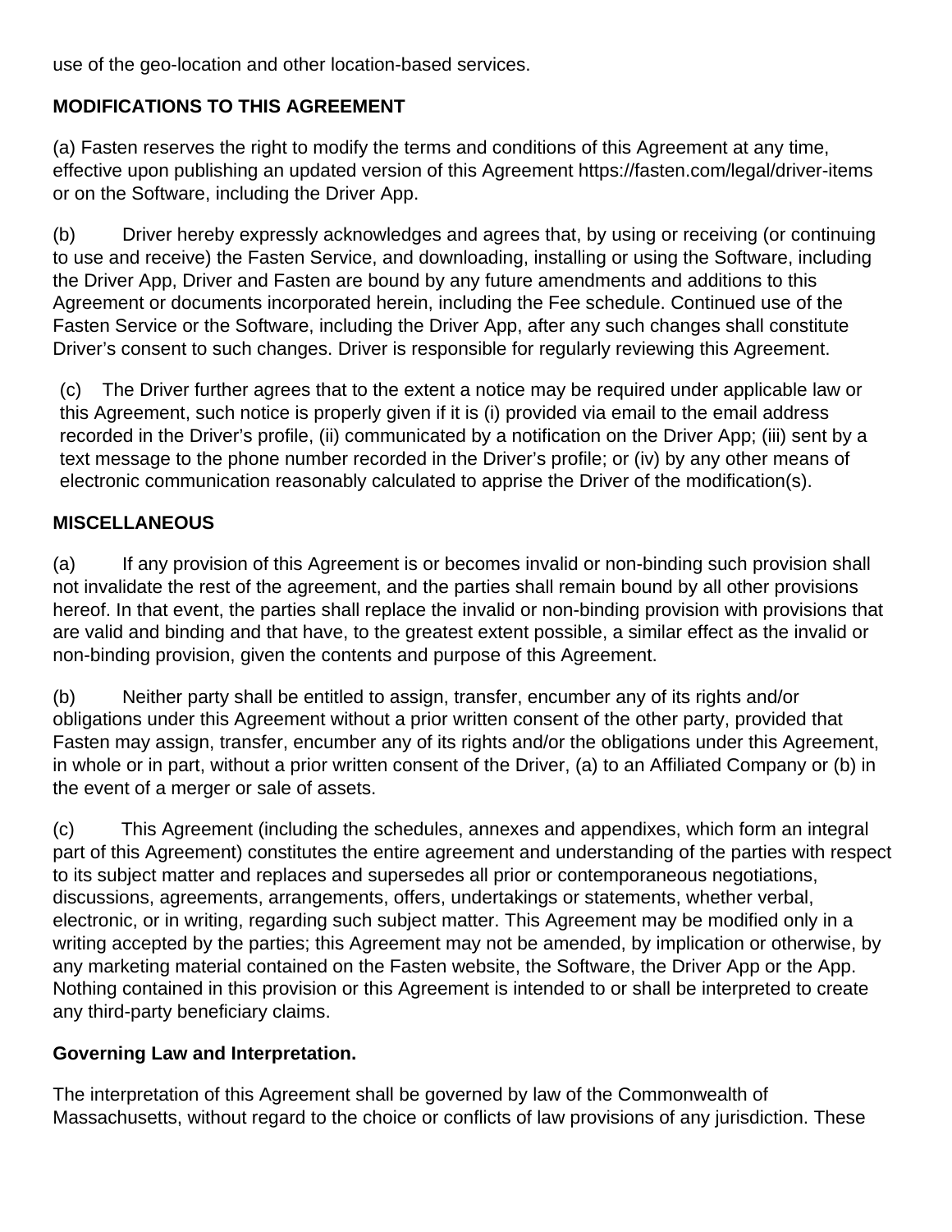use of the geo-location and other location-based services.

**MODIFICATIONS TO THIS AGREEMENT**

(a) Fasten reserves the right to modify the terms and conditions of this Agreement at any time, effective upon publishing an updated version of this Agreement https://fasten.com/legal/driver-items or on the Software, including the Driver App.

(b) Driver hereby expressly acknowledges and agrees that, by using or receiving (or continuing to use and receive) the Fasten Service, and downloading, installing or using the Software, including the Driver App, Driver and Fasten are bound by any future amendments and additions to this Agreement or documents incorporated herein, including the Fee schedule. Continued use of the Fasten Service or the Software, including the Driver App, after any such changes shall constitute Driver's consent to such changes. Driver is responsible for regularly reviewing this Agreement.

(c) The Driver further agrees that to the extent a notice may be required under applicable law or this Agreement, such notice is properly given if it is (i) provided via email to the email address recorded in the Driver's profile, (ii) communicated by a notification on the Driver App; (iii) sent by a text message to the phone number recorded in the Driver's profile; or (iv) by any other means of electronic communication reasonably calculated to apprise the Driver of the modification(s).

**MISCELLANEOUS**

(a) If any provision of this Agreement is or becomes invalid or non-binding such provision shall not invalidate the rest of the agreement, and the parties shall remain bound by all other provisions hereof. In that event, the parties shall replace the invalid or non-binding provision with provisions that are valid and binding and that have, to the greatest extent possible, a similar effect as the invalid or non-binding provision, given the contents and purpose of this Agreement.

(b) Neither party shall be entitled to assign, transfer, encumber any of its rights and/or obligations under this Agreement without a prior written consent of the other party, provided that Fasten may assign, transfer, encumber any of its rights and/or the obligations under this Agreement, in whole or in part, without a prior written consent of the Driver, (a) to an Affiliated Company or (b) in the event of a merger or sale of assets.

(c) This Agreement (including the schedules, annexes and appendixes, which form an integral part of this Agreement) constitutes the entire agreement and understanding of the parties with respect to its subject matter and replaces and supersedes all prior or contemporaneous negotiations, discussions, agreements, arrangements, offers, undertakings or statements, whether verbal, electronic, or in writing, regarding such subject matter. This Agreement may be modified only in a writing accepted by the parties; this Agreement may not be amended, by implication or otherwise, by any marketing material contained on the Fasten website, the Software, the Driver App or the App. Nothing contained in this provision or this Agreement is intended to or shall be interpreted to create any third-party beneficiary claims.

**Governing Law and Interpretation.**

The interpretation of this Agreement shall be governed by law of the Commonwealth of Massachusetts, without regard to the choice or conflicts of law provisions of any jurisdiction. These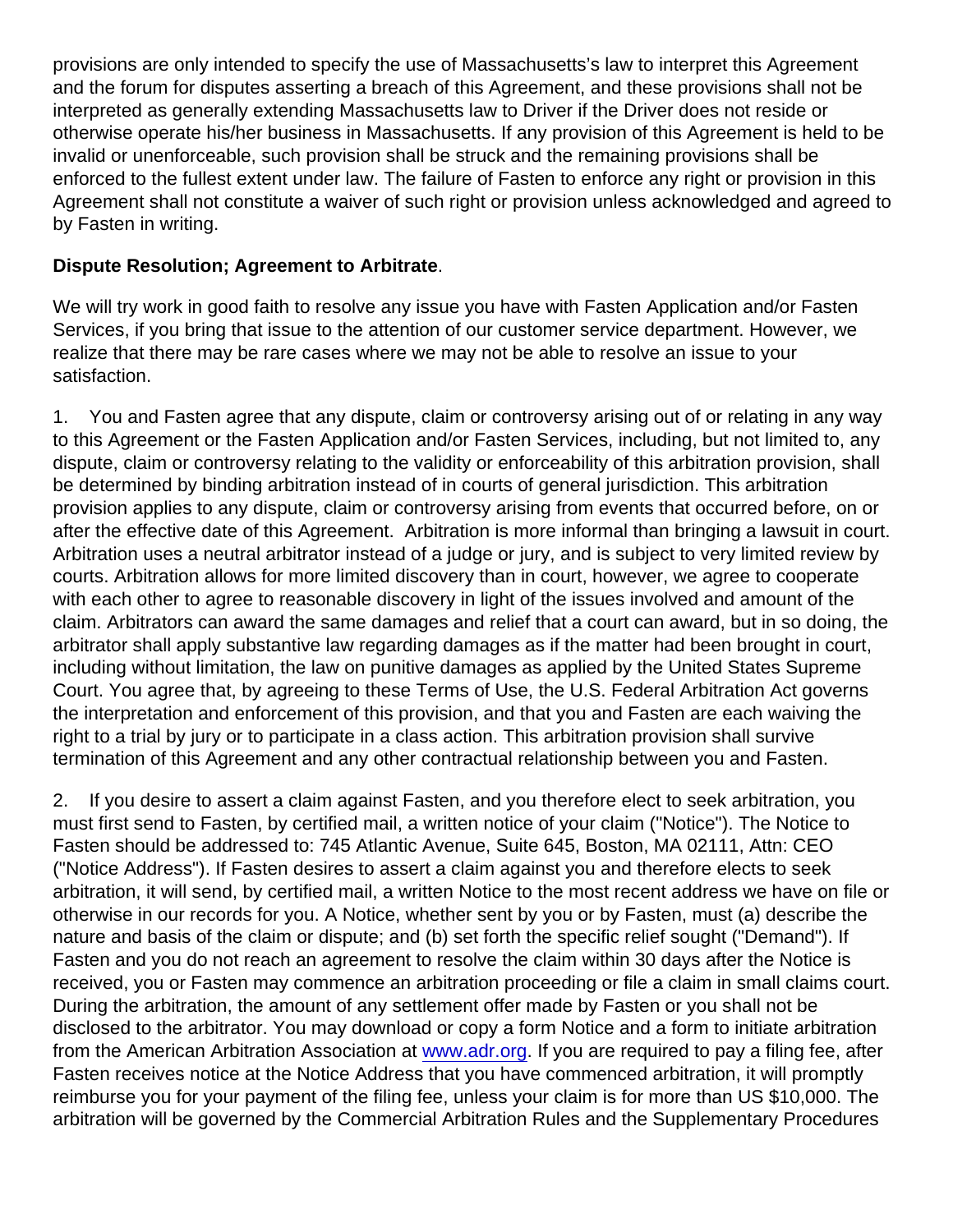provisions are only intended to specify the use of Massachusetts's law to interpret this Agreement and the forum for disputes asserting a breach of this Agreement, and these provisions shall not be interpreted as generally extending Massachusetts law to Driver if the Driver does not reside or otherwise operate his/her business in Massachusetts. If any provision of this Agreement is held to be invalid or unenforceable, such provision shall be struck and the remaining provisions shall be enforced to the fullest extent under law. The failure of Fasten to enforce any right or provision in this Agreement shall not constitute a waiver of such right or provision unless acknowledged and agreed to by Fasten in writing.

**Dispute Resolution; Agreement to Arbitrate**.

We will try work in good faith to resolve any issue you have with Fasten Application and/or Fasten Services, if you bring that issue to the attention of our customer service department. However, we realize that there may be rare cases where we may not be able to resolve an issue to your satisfaction.

1. You and Fasten agree that any dispute, claim or controversy arising out of or relating in any way to this Agreement or the Fasten Application and/or Fasten Services, including, but not limited to, any dispute, claim or controversy relating to the validity or enforceability of this arbitration provision, shall be determined by binding arbitration instead of in courts of general jurisdiction. This arbitration provision applies to any dispute, claim or controversy arising from events that occurred before, on or after the effective date of this Agreement. Arbitration is more informal than bringing a lawsuit in court. Arbitration uses a neutral arbitrator instead of a judge or jury, and is subject to very limited review by courts. Arbitration allows for more limited discovery than in court, however, we agree to cooperate with each other to agree to reasonable discovery in light of the issues involved and amount of the claim. Arbitrators can award the same damages and relief that a court can award, but in so doing, the arbitrator shall apply substantive law regarding damages as if the matter had been brought in court, including without limitation, the law on punitive damages as applied by the United States Supreme Court. You agree that, by agreeing to these Terms of Use, the U.S. Federal Arbitration Act governs the interpretation and enforcement of this provision, and that you and Fasten are each waiving the right to a trial by jury or to participate in a class action. This arbitration provision shall survive termination of this Agreement and any other contractual relationship between you and Fasten.

2. If you desire to assert a claim against Fasten, and you therefore elect to seek arbitration, you must first send to Fasten, by certified mail, a written notice of your claim ("Notice"). The Notice to Fasten should be addressed to: 745 Atlantic Avenue, Suite 645, Boston, MA 02111, Attn: CEO ("Notice Address"). If Fasten desires to assert a claim against you and therefore elects to seek arbitration, it will send, by certified mail, a written Notice to the most recent address we have on file or otherwise in our records for you. A Notice, whether sent by you or by Fasten, must (a) describe the nature and basis of the claim or dispute; and (b) set forth the specific relief sought ("Demand"). If Fasten and you do not reach an agreement to resolve the claim within 30 days after the Notice is received, you or Fasten may commence an arbitration proceeding or file a claim in small claims court. During the arbitration, the amount of any settlement offer made by Fasten or you shall not be disclosed to the arbitrator. You may download or copy a form Notice and a form to initiate arbitration from the American Arbitration Association at [www.adr.org](http://www.adr.org). If you are required to pay a filing fee, after Fasten receives notice at the Notice Address that you have commenced arbitration, it will promptly reimburse you for your payment of the filing fee, unless your claim is for more than US $10,000. The arbitration will be governed by the Commercial Arbitration Rules and the Supplementary Procedures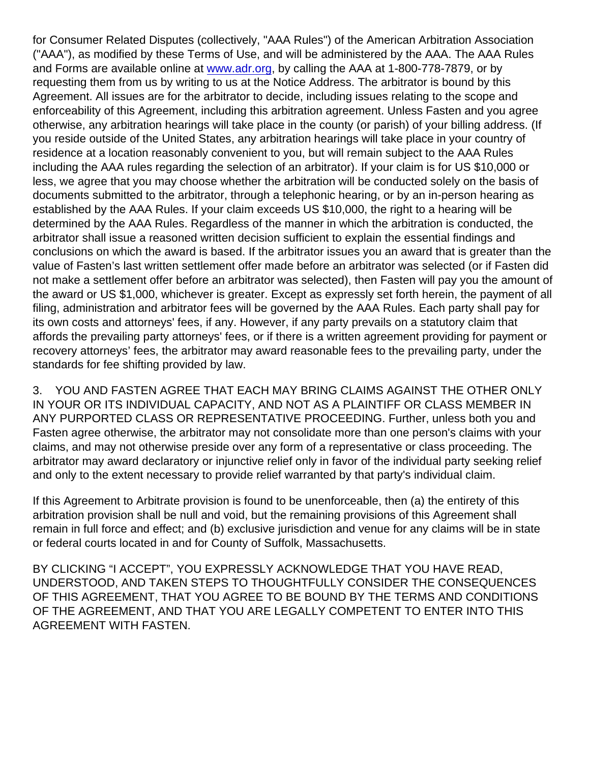for Consumer Related Disputes (collectively, "AAA Rules") of the American Arbitration Association ("AAA"), as modified by these Terms of Use, and will be administered by the AAA. The AAA Rules and Forms are available online at [www.adr.org](http://www.adr.org), by calling the AAA at 1-800-778-7879, or by requesting them from us by writing to us at the Notice Address. The arbitrator is bound by this Agreement. All issues are for the arbitrator to decide, including issues relating to the scope and enforceability of this Agreement, including this arbitration agreement. Unless Fasten and you agree otherwise, any arbitration hearings will take place in the county (or parish) of your billing address. (If you reside outside of the United States, any arbitration hearings will take place in your country of residence at a location reasonably convenient to you, but will remain subject to the AAA Rules including the AAA rules regarding the selection of an arbitrator). If your claim is for US $10,000 or less, we agree that you may choose whether the arbitration will be conducted solely on the basis of documents submitted to the arbitrator, through a telephonic hearing, or by an in-person hearing as established by the AAA Rules. If your claim exceeds US $10,000, the right to a hearing will be determined by the AAA Rules. Regardless of the manner in which the arbitration is conducted, the arbitrator shall issue a reasoned written decision sufficient to explain the essential findings and conclusions on which the award is based. If the arbitrator issues you an award that is greater than the value of Fasten's last written settlement offer made before an arbitrator was selected (or if Fasten did not make a settlement offer before an arbitrator was selected), then Fasten will pay you the amount of the award or US $1,000, whichever is greater. Except as expressly set forth herein, the payment of all filing, administration and arbitrator fees will be governed by the AAA Rules. Each party shall pay for its own costs and attorneys' fees, if any. However, if any party prevails on a statutory claim that affords the prevailing party attorneys' fees, or if there is a written agreement providing for payment or recovery attorneys' fees, the arbitrator may award reasonable fees to the prevailing party, under the standards for fee shifting provided by law.

3. YOU AND FASTEN AGREE THAT EACH MAY BRING CLAIMS AGAINST THE OTHER ONLY IN YOUR OR ITS INDIVIDUAL CAPACITY, AND NOT AS A PLAINTIFF OR CLASS MEMBER IN ANY PURPORTED CLASS OR REPRESENTATIVE PROCEEDING. Further, unless both you and Fasten agree otherwise, the arbitrator may not consolidate more than one person's claims with your claims, and may not otherwise preside over any form of a representative or class proceeding. The arbitrator may award declaratory or injunctive relief only in favor of the individual party seeking relief and only to the extent necessary to provide relief warranted by that party's individual claim.

If this Agreement to Arbitrate provision is found to be unenforceable, then (a) the entirety of this arbitration provision shall be null and void, but the remaining provisions of this Agreement shall remain in full force and effect; and (b) exclusive jurisdiction and venue for any claims will be in state or federal courts located in and for County of Suffolk, Massachusetts.

BY CLICKING "I ACCEPT", YOU EXPRESSLY ACKNOWLEDGE THAT YOU HAVE READ, UNDERSTOOD, AND TAKEN STEPS TO THOUGHTFULLY CONSIDER THE CONSEQUENCES OF THIS AGREEMENT, THAT YOU AGREE TO BE BOUND BY THE TERMS AND CONDITIONS OF THE AGREEMENT, AND THAT YOU ARE LEGALLY COMPETENT TO ENTER INTO THIS AGREEMENT WITH FASTEN.